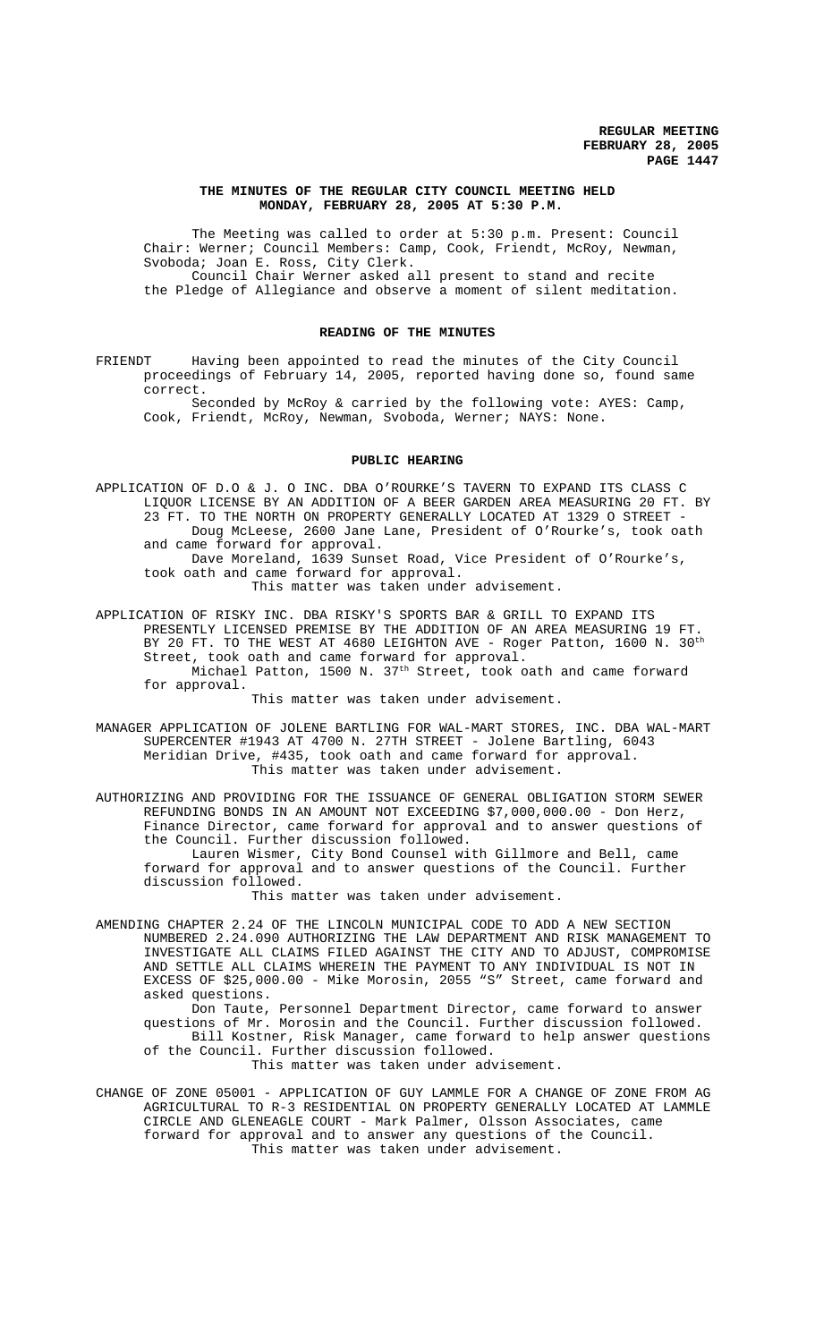## THE MINUTES OF THE REGULAR CITY COUNCIL MEETING HELD MONDAY, FEBRUARY 28, 2005 AT 5:30 P.M.

The Meeting was called to order at 5:30 p.m. Present: Council Chair: Werner; Council Members: Camp, Cook, Friendt, McRoy, Newman, Svoboda; Joan E. Ross, City Clerk.

Council Chair Werner asked all present to stand and recite the Pledge of Allegiance and observe a moment of silent meditation.

### READING OF THE MINUTES

FRIENDT Having been appointed to read the minutes of the City Council proceedings of February 14, 2005, reported having done so, found same correct.

Seconded by McRoy & carried by the following vote: AYES: Camp, Cook, Friendt, McRoy, Newman, Svoboda, Werner; NAYS: None.

### PUBLIC HEARING

APPLICATION OF D.O & J. O INC. DBA O'ROURKE'S TAVERN TO EXPAND ITS CLASS C LIQUOR LICENSE BY AN ADDITION OF A BEER GARDEN AREA MEASURING 20 FT. BY 23 FT. TO THE NORTH ON PROPERTY GENERALLY LOCATED AT 1329 O STREET - Doug McLeese, 2600 Jane Lane, President of O'Rourke's, took oath and came forward for approval.

Dave Moreland, 1639 Sunset Road, Vice President of O'Rourke's, took oath and came forward for approval.

This matter was taken under advisement.

APPLICATION OF RISKY INC. DBA RISKY'S SPORTS BAR & GRILL TO EXPAND ITS PRESENTLY LICENSED PREMISE BY THE ADDITION OF AN AREA MEASURING 19 FT. BY 20 FT. TO THE WEST AT 4680 LEIGHTON AVE - Roger Patton, 1600 N. 30th Street, took oath and came forward for approval.

Michael Patton, 1500 N. 37th Street, took oath and came forward for approval.

This matter was taken under advisement.

MANAGER APPLICATION OF JOLENE BARTLING FOR WAL-MART STORES, INC. DBA WAL-MART SUPERCENTER #1943 AT 4700 N. 27TH STREET - Jolene Bartling, 6043 Meridian Drive, #435, took oath and came forward for approval.

This matter was taken under advisement.

AUTHORIZING AND PROVIDING FOR THE ISSUANCE OF GENERAL OBLIGATION STORM SEWER REFUNDING BONDS IN AN AMOUNT NOT EXCEEDING $7,000,000.00 - Don Herz, Finance Director, came forward for approval and to answer questions of the Council. Further discussion followed.

Lauren Wismer, City Bond Counsel with Gillmore and Bell, came forward for approval and to answer questions of the Council. Further discussion followed.

This matter was taken under advisement.

AMENDING CHAPTER 2.24 OF THE LINCOLN MUNICIPAL CODE TO ADD A NEW SECTION NUMBERED 2.24.090 AUTHORIZING THE LAW DEPARTMENT AND RISK MANAGEMENT TO INVESTIGATE ALL CLAIMS FILED AGAINST THE CITY AND TO ADJUST, COMPROMISE AND SETTLE ALL CLAIMS WHEREIN THE PAYMENT TO ANY INDIVIDUAL IS NOT IN EXCESS OF $25,000.00 - Mike Morosin, 2055 "S" Street, came forward and asked questions.

Don Taute, Personnel Department Director, came forward to answer questions of Mr. Morosin and the Council. Further discussion followed.

Bill Kostner, Risk Manager, came forward to help answer questions of the Council. Further discussion followed.

This matter was taken under advisement.

CHANGE OF ZONE 05001 - APPLICATION OF GUY LAMMLE FOR A CHANGE OF ZONE FROM AG AGRICULTURAL TO R-3 RESIDENTIAL ON PROPERTY GENERALLY LOCATED AT LAMMLE CIRCLE AND GLENEAGLE COURT - Mark Palmer, Olsson Associates, came forward for approval and to answer any questions of the Council.

This matter was taken under advisement.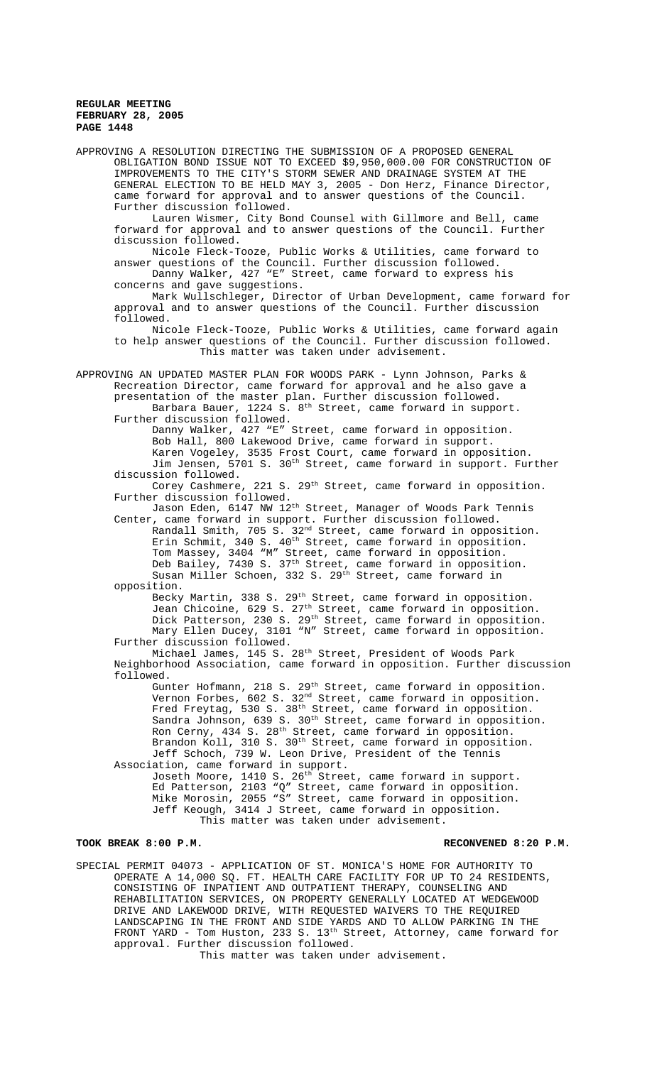**REGULAR MEETING**
**FEBRUARY 28, 2005**
**PAGE 1448**

APPROVING A RESOLUTION DIRECTING THE SUBMISSION OF A PROPOSED GENERAL OBLIGATION BOND ISSUE NOT TO EXCEED $9,950,000.00 FOR CONSTRUCTION OF IMPROVEMENTS TO THE CITY'S STORM SEWER AND DRAINAGE SYSTEM AT THE GENERAL ELECTION TO BE HELD MAY 3, 2005 - Don Herz, Finance Director, came forward for approval and to answer questions of the Council. Further discussion followed.

Lauren Wismer, City Bond Counsel with Gillmore and Bell, came forward for approval and to answer questions of the Council. Further discussion followed.

Nicole Fleck-Tooze, Public Works & Utilities, came forward to answer questions of the Council. Further discussion followed.

Danny Walker, 427 "E" Street, came forward to express his concerns and gave suggestions.

Mark Wullschleger, Director of Urban Development, came forward for approval and to answer questions of the Council. Further discussion followed.

Nicole Fleck-Tooze, Public Works & Utilities, came forward again to help answer questions of the Council. Further discussion followed.

This matter was taken under advisement.

APPROVING AN UPDATED MASTER PLAN FOR WOODS PARK - Lynn Johnson, Parks & Recreation Director, came forward for approval and he also gave a presentation of the master plan. Further discussion followed.

Barbara Bauer, 1224 S. 8th Street, came forward in support. Further discussion followed.

Danny Walker, 427 "E" Street, came forward in opposition.

Bob Hall, 800 Lakewood Drive, came forward in support.

Karen Vogeley, 3535 Frost Court, came forward in opposition.

Jim Jensen, 5701 S. 30th Street, came forward in support. Further discussion followed.

Corey Cashmere, 221 S. 29th Street, came forward in opposition. Further discussion followed.

Jason Eden, 6147 NW 12th Street, Manager of Woods Park Tennis Center, came forward in support. Further discussion followed.

Randall Smith, 705 S. 32nd Street, came forward in opposition.

Erin Schmit, 340 S. 40th Street, came forward in opposition.

Tom Massey, 3404 "M" Street, came forward in opposition.

Deb Bailey, 7430 S. 37th Street, came forward in opposition.

Susan Miller Schoen, 332 S. 29th Street, came forward in opposition.

Becky Martin, 338 S. 29th Street, came forward in opposition.

Jean Chicoine, 629 S. 27th Street, came forward in opposition.

Dick Patterson, 230 S. 29th Street, came forward in opposition.

Mary Ellen Ducey, 3101 "N" Street, came forward in opposition. Further discussion followed.

Michael James, 145 S. 28th Street, President of Woods Park Neighborhood Association, came forward in opposition. Further discussion followed.

Gunter Hofmann, 218 S. 29th Street, came forward in opposition.

Vernon Forbes, 602 S. 32nd Street, came forward in opposition.

Fred Freytag, 530 S. 38th Street, came forward in opposition.

Sandra Johnson, 639 S. 30th Street, came forward in opposition.

Ron Cerny, 434 S. 28th Street, came forward in opposition.

Brandon Koll, 310 S. 30th Street, came forward in opposition.

Jeff Schoch, 739 W. Leon Drive, President of the Tennis Association, came forward in support.

Joseth Moore, 1410 S. 26th Street, came forward in support.

Ed Patterson, 2103 "Q" Street, came forward in opposition.

Mike Morosin, 2055 "S" Street, came forward in opposition.

Jeff Keough, 3414 J Street, came forward in opposition.

This matter was taken under advisement.

**TOOK BREAK 8:00 P.M. RECONVENED 8:20 P.M.**

SPECIAL PERMIT 04073 - APPLICATION OF ST. MONICA'S HOME FOR AUTHORITY TO OPERATE A 14,000 SQ. FT. HEALTH CARE FACILITY FOR UP TO 24 RESIDENTS, CONSISTING OF INPATIENT AND OUTPATIENT THERAPY, COUNSELING AND REHABILITATION SERVICES, ON PROPERTY GENERALLY LOCATED AT WEDGEWOOD DRIVE AND LAKEWOOD DRIVE, WITH REQUESTED WAIVERS TO THE REQUIRED LANDSCAPING IN THE FRONT AND SIDE YARDS AND TO ALLOW PARKING IN THE FRONT YARD - Tom Huston, 233 S. 13th Street, Attorney, came forward for approval. Further discussion followed.

This matter was taken under advisement.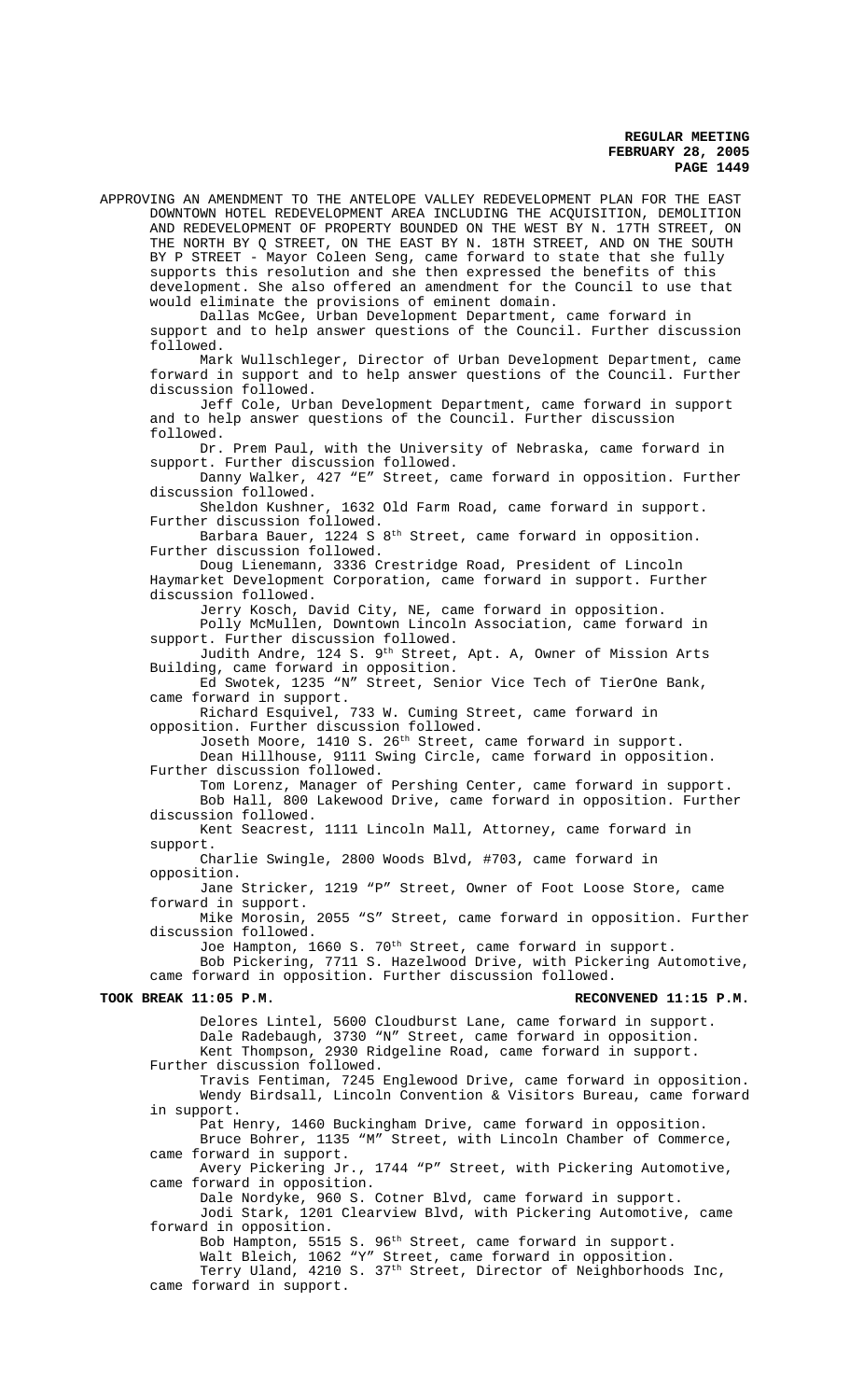APPROVING AN AMENDMENT TO THE ANTELOPE VALLEY REDEVELOPMENT PLAN FOR THE EAST DOWNTOWN HOTEL REDEVELOPMENT AREA INCLUDING THE ACQUISITION, DEMOLITION AND REDEVELOPMENT OF PROPERTY BOUNDED ON THE WEST BY N. 17TH STREET, ON THE NORTH BY Q STREET, ON THE EAST BY N. 18TH STREET, AND ON THE SOUTH BY P STREET - Mayor Coleen Seng, came forward to state that she fully supports this resolution and she then expressed the benefits of this development. She also offered an amendment for the Council to use that would eliminate the provisions of eminent domain.

Dallas McGee, Urban Development Department, came forward in support and to help answer questions of the Council. Further discussion followed.

Mark Wullschleger, Director of Urban Development Department, came forward in support and to help answer questions of the Council. Further discussion followed.

Jeff Cole, Urban Development Department, came forward in support and to help answer questions of the Council. Further discussion followed.

Dr. Prem Paul, with the University of Nebraska, came forward in support. Further discussion followed.

Danny Walker, 427 "E" Street, came forward in opposition. Further discussion followed.

Sheldon Kushner, 1632 Old Farm Road, came forward in support. Further discussion followed.

Barbara Bauer, 1224 S 8th Street, came forward in opposition. Further discussion followed.

Doug Lienemann, 3336 Crestridge Road, President of Lincoln Haymarket Development Corporation, came forward in support. Further discussion followed.

Jerry Kosch, David City, NE, came forward in opposition.

Polly McMullen, Downtown Lincoln Association, came forward in support. Further discussion followed.

Judith Andre, 124 S. 9th Street, Apt. A, Owner of Mission Arts Building, came forward in opposition.

Ed Swotek, 1235 "N" Street, Senior Vice Tech of TierOne Bank, came forward in support.

Richard Esquivel, 733 W. Cuming Street, came forward in opposition. Further discussion followed.

Joseth Moore, 1410 S. 26th Street, came forward in support.

Dean Hillhouse, 9111 Swing Circle, came forward in opposition. Further discussion followed.

Tom Lorenz, Manager of Pershing Center, came forward in support.

Bob Hall, 800 Lakewood Drive, came forward in opposition. Further discussion followed.

Kent Seacrest, 1111 Lincoln Mall, Attorney, came forward in support.

Charlie Swingle, 2800 Woods Blvd, #703, came forward in opposition.

Jane Stricker, 1219 "P" Street, Owner of Foot Loose Store, came forward in support.

Mike Morosin, 2055 "S" Street, came forward in opposition. Further discussion followed.

Joe Hampton, 1660 S. 70th Street, came forward in support.

Bob Pickering, 7711 S. Hazelwood Drive, with Pickering Automotive, came forward in opposition. Further discussion followed.

**TOOK BREAK 11:05 P.M. RECONVENED 11:15 P.M.**

Delores Lintel, 5600 Cloudburst Lane, came forward in support.

Dale Radebaugh, 3730 "N" Street, came forward in opposition.

Kent Thompson, 2930 Ridgeline Road, came forward in support. Further discussion followed.

Travis Fentiman, 7245 Englewood Drive, came forward in opposition.

Wendy Birdsall, Lincoln Convention & Visitors Bureau, came forward in support.

Pat Henry, 1460 Buckingham Drive, came forward in opposition.

Bruce Bohrer, 1135 "M" Street, with Lincoln Chamber of Commerce, came forward in support.

Avery Pickering Jr., 1744 "P" Street, with Pickering Automotive, came forward in opposition.

Dale Nordyke, 960 S. Cotner Blvd, came forward in support.

Jodi Stark, 1201 Clearview Blvd, with Pickering Automotive, came forward in opposition.

Bob Hampton, 5515 S. 96th Street, came forward in support.

Walt Bleich, 1062 "Y" Street, came forward in opposition.

Terry Uland, 4210 S. 37th Street, Director of Neighborhoods Inc, came forward in support.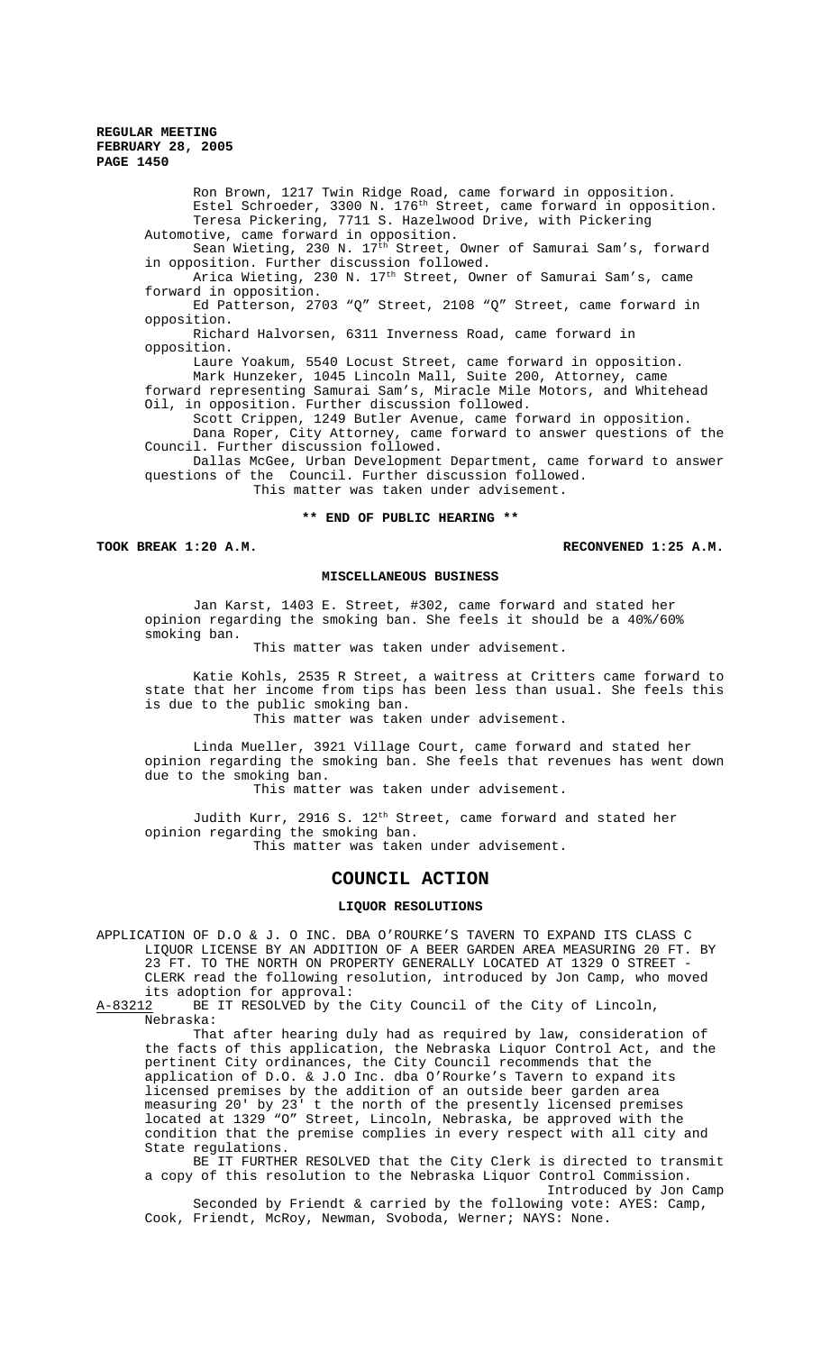Ron Brown, 1217 Twin Ridge Road, came forward in opposition.

Estel Schroeder, 3300 N. 176th Street, came forward in opposition.

Teresa Pickering, 7711 S. Hazelwood Drive, with Pickering Automotive, came forward in opposition.

Sean Wieting, 230 N. 17th Street, Owner of Samurai Sam's, forward in opposition. Further discussion followed.

Arica Wieting, 230 N. 17th Street, Owner of Samurai Sam's, came forward in opposition.

Ed Patterson, 2703 "Q" Street, 2108 "Q" Street, came forward in opposition.

Richard Halvorsen, 6311 Inverness Road, came forward in opposition.

Laure Yoakum, 5540 Locust Street, came forward in opposition.

Mark Hunzeker, 1045 Lincoln Mall, Suite 200, Attorney, came forward representing Samurai Sam's, Miracle Mile Motors, and Whitehead Oil, in opposition. Further discussion followed.

Scott Crippen, 1249 Butler Avenue, came forward in opposition.

Dana Roper, City Attorney, came forward to answer questions of the Council. Further discussion followed.

Dallas McGee, Urban Development Department, came forward to answer questions of the Council. Further discussion followed.

This matter was taken under advisement.

**\*\* END OF PUBLIC HEARING \*\***

**TOOK BREAK 1:20 A.M.** **RECONVENED 1:25 A.M.**

## MISCELLANEOUS BUSINESS

Jan Karst, 1403 E. Street, #302, came forward and stated her opinion regarding the smoking ban. She feels it should be a 40%/60% smoking ban.

This matter was taken under advisement.

Katie Kohls, 2535 R Street, a waitress at Critters came forward to state that her income from tips has been less than usual. She feels this is due to the public smoking ban.

This matter was taken under advisement.

Linda Mueller, 3921 Village Court, came forward and stated her opinion regarding the smoking ban. She feels that revenues has went down due to the smoking ban.

This matter was taken under advisement.

Judith Kurr, 2916 S. 12th Street, came forward and stated her opinion regarding the smoking ban.

This matter was taken under advisement.

# COUNCIL ACTION

## LIQUOR RESOLUTIONS

APPLICATION OF D.O & J. O INC. DBA O'ROURKE'S TAVERN TO EXPAND ITS CLASS C LIQUOR LICENSE BY AN ADDITION OF A BEER GARDEN AREA MEASURING 20 FT. BY 23 FT. TO THE NORTH ON PROPERTY GENERALLY LOCATED AT 1329 O STREET - CLERK read the following resolution, introduced by Jon Camp, who moved its adoption for approval:

A-83212 BE IT RESOLVED by the City Council of the City of Lincoln, Nebraska:

That after hearing duly had as required by law, consideration of the facts of this application, the Nebraska Liquor Control Act, and the pertinent City ordinances, the City Council recommends that the application of D.O. & J.O Inc. dba O'Rourke's Tavern to expand its licensed premises by the addition of an outside beer garden area measuring 20' by 23' t the north of the presently licensed premises located at 1329 "O" Street, Lincoln, Nebraska, be approved with the condition that the premise complies in every respect with all city and State regulations.

BE IT FURTHER RESOLVED that the City Clerk is directed to transmit a copy of this resolution to the Nebraska Liquor Control Commission.

Introduced by Jon Camp

Seconded by Friendt & carried by the following vote: AYES: Camp, Cook, Friendt, McRoy, Newman, Svoboda, Werner; NAYS: None.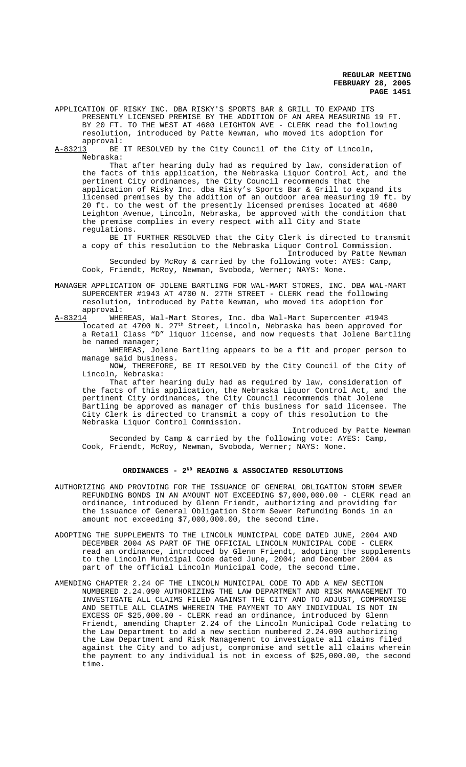APPLICATION OF RISKY INC. DBA RISKY'S SPORTS BAR & GRILL TO EXPAND ITS PRESENTLY LICENSED PREMISE BY THE ADDITION OF AN AREA MEASURING 19 FT. BY 20 FT. TO THE WEST AT 4680 LEIGHTON AVE - CLERK read the following resolution, introduced by Patte Newman, who moved its adoption for approval:

A-83213 BE IT RESOLVED by the City Council of the City of Lincoln, Nebraska:

That after hearing duly had as required by law, consideration of the facts of this application, the Nebraska Liquor Control Act, and the pertinent City ordinances, the City Council recommends that the application of Risky Inc. dba Risky's Sports Bar & Grill to expand its licensed premises by the addition of an outdoor area measuring 19 ft. by 20 ft. to the west of the presently licensed premises located at 4680 Leighton Avenue, Lincoln, Nebraska, be approved with the condition that the premise complies in every respect with all City and State regulations.

BE IT FURTHER RESOLVED that the City Clerk is directed to transmit a copy of this resolution to the Nebraska Liquor Control Commission.

Introduced by Patte Newman

Seconded by McRoy & carried by the following vote: AYES: Camp, Cook, Friendt, McRoy, Newman, Svoboda, Werner; NAYS: None.

MANAGER APPLICATION OF JOLENE BARTLING FOR WAL-MART STORES, INC. DBA WAL-MART SUPERCENTER #1943 AT 4700 N. 27TH STREET - CLERK read the following resolution, introduced by Patte Newman, who moved its adoption for approval:

A-83214 WHEREAS, Wal-Mart Stores, Inc. dba Wal-Mart Supercenter #1943 located at 4700 N. 27th Street, Lincoln, Nebraska has been approved for a Retail Class "D" liquor license, and now requests that Jolene Bartling be named manager;

WHEREAS, Jolene Bartling appears to be a fit and proper person to manage said business.

NOW, THEREFORE, BE IT RESOLVED by the City Council of the City of Lincoln, Nebraska:

That after hearing duly had as required by law, consideration of the facts of this application, the Nebraska Liquor Control Act, and the pertinent City ordinances, the City Council recommends that Jolene Bartling be approved as manager of this business for said licensee. The City Clerk is directed to transmit a copy of this resolution to the Nebraska Liquor Control Commission.

Introduced by Patte Newman

Seconded by Camp & carried by the following vote: AYES: Camp, Cook, Friendt, McRoy, Newman, Svoboda, Werner; NAYS: None.

## ORDINANCES - 2ND READING & ASSOCIATED RESOLUTIONS

AUTHORIZING AND PROVIDING FOR THE ISSUANCE OF GENERAL OBLIGATION STORM SEWER REFUNDING BONDS IN AN AMOUNT NOT EXCEEDING $7,000,000.00 - CLERK read an ordinance, introduced by Glenn Friendt, authorizing and providing for the issuance of General Obligation Storm Sewer Refunding Bonds in an amount not exceeding $7,000,000.00, the second time.

ADOPTING THE SUPPLEMENTS TO THE LINCOLN MUNICIPAL CODE DATED JUNE, 2004 AND DECEMBER 2004 AS PART OF THE OFFICIAL LINCOLN MUNICIPAL CODE - CLERK read an ordinance, introduced by Glenn Friendt, adopting the supplements to the Lincoln Municipal Code dated June, 2004; and December 2004 as part of the official Lincoln Municipal Code, the second time.

AMENDING CHAPTER 2.24 OF THE LINCOLN MUNICIPAL CODE TO ADD A NEW SECTION NUMBERED 2.24.090 AUTHORIZING THE LAW DEPARTMENT AND RISK MANAGEMENT TO INVESTIGATE ALL CLAIMS FILED AGAINST THE CITY AND TO ADJUST, COMPROMISE AND SETTLE ALL CLAIMS WHEREIN THE PAYMENT TO ANY INDIVIDUAL IS NOT IN EXCESS OF $25,000.00 - CLERK read an ordinance, introduced by Glenn Friendt, amending Chapter 2.24 of the Lincoln Municipal Code relating to the Law Department to add a new section numbered 2.24.090 authorizing the Law Department and Risk Management to investigate all claims filed against the City and to adjust, compromise and settle all claims wherein the payment to any individual is not in excess of $25,000.00, the second time.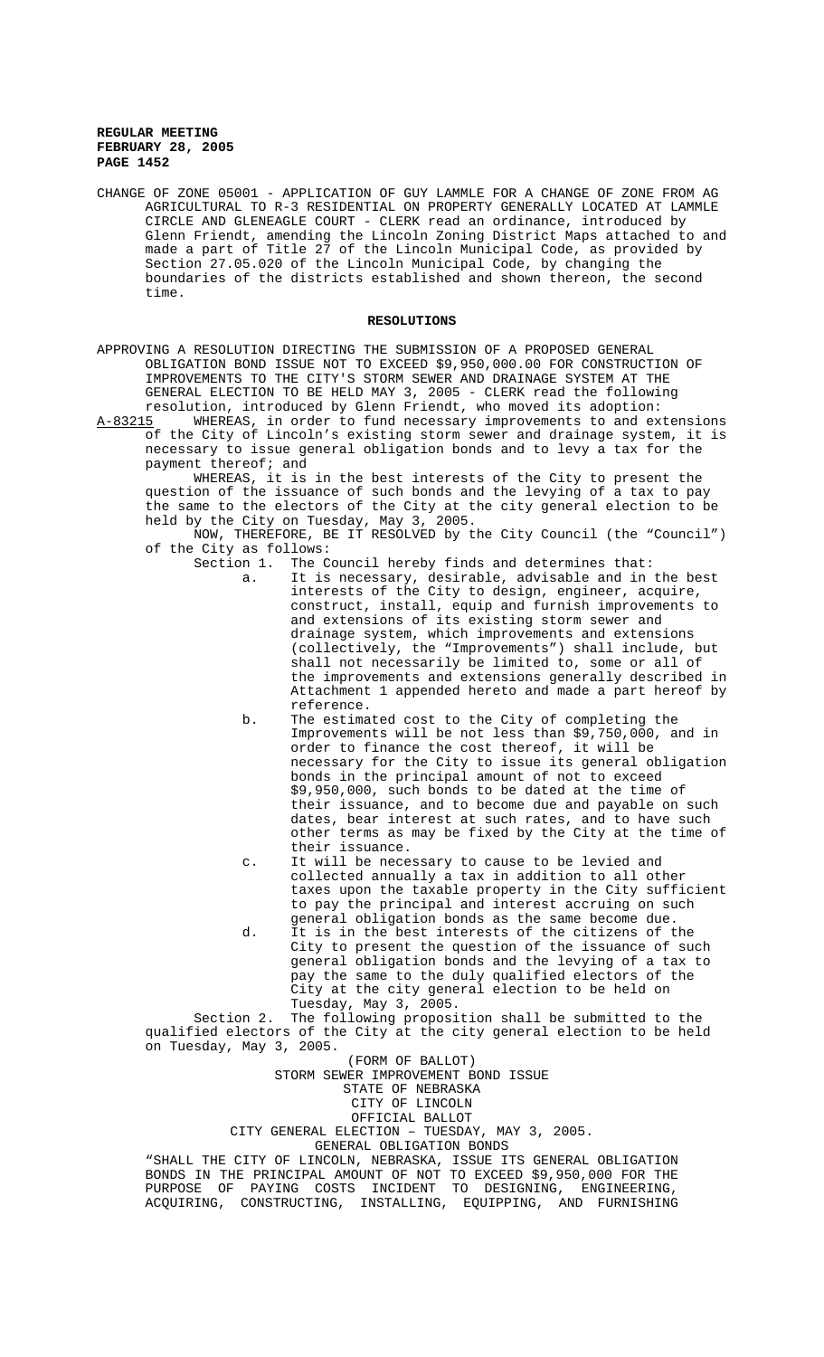CHANGE OF ZONE 05001 - APPLICATION OF GUY LAMMLE FOR A CHANGE OF ZONE FROM AG AGRICULTURAL TO R-3 RESIDENTIAL ON PROPERTY GENERALLY LOCATED AT LAMMLE CIRCLE AND GLENEAGLE COURT - CLERK read an ordinance, introduced by Glenn Friendt, amending the Lincoln Zoning District Maps attached to and made a part of Title 27 of the Lincoln Municipal Code, as provided by Section 27.05.020 of the Lincoln Municipal Code, by changing the boundaries of the districts established and shown thereon, the second time.

## RESOLUTIONS

APPROVING A RESOLUTION DIRECTING THE SUBMISSION OF A PROPOSED GENERAL OBLIGATION BOND ISSUE NOT TO EXCEED $9,950,000.00 FOR CONSTRUCTION OF IMPROVEMENTS TO THE CITY'S STORM SEWER AND DRAINAGE SYSTEM AT THE GENERAL ELECTION TO BE HELD MAY 3, 2005 - CLERK read the following resolution, introduced by Glenn Friendt, who moved its adoption:

A-83215 WHEREAS, in order to fund necessary improvements to and extensions of the City of Lincoln's existing storm sewer and drainage system, it is necessary to issue general obligation bonds and to levy a tax for the payment thereof; and

WHEREAS, it is in the best interests of the City to present the question of the issuance of such bonds and the levying of a tax to pay the same to the electors of the City at the city general election to be held by the City on Tuesday, May 3, 2005.

NOW, THEREFORE, BE IT RESOLVED by the City Council (the "Council") of the City as follows:

Section 1. The Council hereby finds and determines that:

a. It is necessary, desirable, advisable and in the best interests of the City to design, engineer, acquire, construct, install, equip and furnish improvements to and extensions of its existing storm sewer and drainage system, which improvements and extensions (collectively, the "Improvements") shall include, but shall not necessarily be limited to, some or all of the improvements and extensions generally described in Attachment 1 appended hereto and made a part hereof by reference.

b. The estimated cost to the City of completing the Improvements will be not less than $9,750,000, and in order to finance the cost thereof, it will be necessary for the City to issue its general obligation bonds in the principal amount of not to exceed $9,950,000, such bonds to be dated at the time of their issuance, and to become due and payable on such dates, bear interest at such rates, and to have such other terms as may be fixed by the City at the time of their issuance.

c. It will be necessary to cause to be levied and collected annually a tax in addition to all other taxes upon the taxable property in the City sufficient to pay the principal and interest accruing on such general obligation bonds as the same become due.

d. It is in the best interests of the citizens of the City to present the question of the issuance of such general obligation bonds and the levying of a tax to pay the same to the duly qualified electors of the City at the city general election to be held on Tuesday, May 3, 2005.

Section 2. The following proposition shall be submitted to the qualified electors of the City at the city general election to be held on Tuesday, May 3, 2005.

(FORM OF BALLOT)
STORM SEWER IMPROVEMENT BOND ISSUE
STATE OF NEBRASKA
CITY OF LINCOLN
OFFICIAL BALLOT
CITY GENERAL ELECTION – TUESDAY, MAY 3, 2005.
GENERAL OBLIGATION BONDS

"SHALL THE CITY OF LINCOLN, NEBRASKA, ISSUE ITS GENERAL OBLIGATION BONDS IN THE PRINCIPAL AMOUNT OF NOT TO EXCEED $9,950,000 FOR THE PURPOSE OF PAYING COSTS INCIDENT TO DESIGNING, ENGINEERING, ACQUIRING, CONSTRUCTING, INSTALLING, EQUIPPING, AND FURNISHING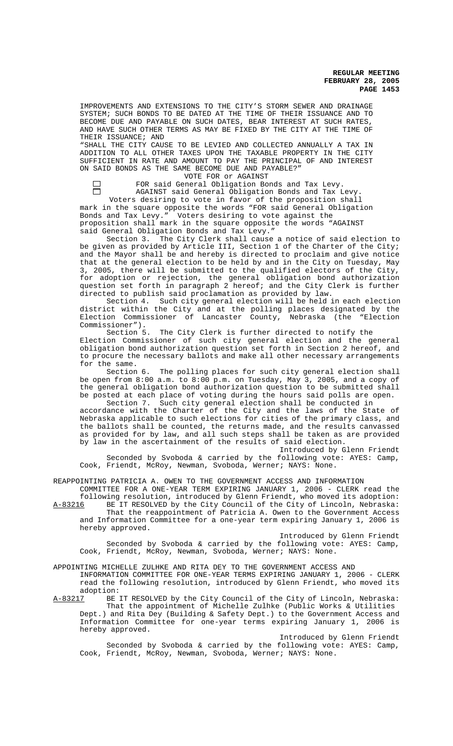IMPROVEMENTS AND EXTENSIONS TO THE CITY'S STORM SEWER AND DRAINAGE SYSTEM; SUCH BONDS TO BE DATED AT THE TIME OF THEIR ISSUANCE AND TO BECOME DUE AND PAYABLE ON SUCH DATES, BEAR INTEREST AT SUCH RATES, AND HAVE SUCH OTHER TERMS AS MAY BE FIXED BY THE CITY AT THE TIME OF THEIR ISSUANCE; AND

"SHALL THE CITY CAUSE TO BE LEVIED AND COLLECTED ANNUALLY A TAX IN ADDITION TO ALL OTHER TAXES UPON THE TAXABLE PROPERTY IN THE CITY SUFFICIENT IN RATE AND AMOUNT TO PAY THE PRINCIPAL OF AND INTEREST ON SAID BONDS AS THE SAME BECOME DUE AND PAYABLE?"

VOTE FOR or AGAINST

☐ FOR said General Obligation Bonds and Tax Levy.

☐ AGAINST said General Obligation Bonds and Tax Levy.

Voters desiring to vote in favor of the proposition shall mark in the square opposite the words "FOR said General Obligation Bonds and Tax Levy." Voters desiring to vote against the proposition shall mark in the square opposite the words "AGAINST said General Obligation Bonds and Tax Levy."

Section 3. The City Clerk shall cause a notice of said election to be given as provided by Article III, Section 1 of the Charter of the City; and the Mayor shall be and hereby is directed to proclaim and give notice that at the general election to be held by and in the City on Tuesday, May 3, 2005, there will be submitted to the qualified electors of the City, for adoption or rejection, the general obligation bond authorization question set forth in paragraph 2 hereof; and the City Clerk is further directed to publish said proclamation as provided by law.

Section 4. Such city general election will be held in each election district within the City and at the polling places designated by the Election Commissioner of Lancaster County, Nebraska (the "Election Commissioner").

Section 5. The City Clerk is further directed to notify the Election Commissioner of such city general election and the general obligation bond authorization question set forth in Section 2 hereof, and to procure the necessary ballots and make all other necessary arrangements for the same.

Section 6. The polling places for such city general election shall be open from 8:00 a.m. to 8:00 p.m. on Tuesday, May 3, 2005, and a copy of the general obligation bond authorization question to be submitted shall be posted at each place of voting during the hours said polls are open.

Section 7. Such city general election shall be conducted in accordance with the Charter of the City and the laws of the State of Nebraska applicable to such elections for cities of the primary class, and the ballots shall be counted, the returns made, and the results canvassed as provided for by law, and all such steps shall be taken as are provided by law in the ascertainment of the results of said election.

Introduced by Glenn Friendt

Seconded by Svoboda & carried by the following vote: AYES: Camp, Cook, Friendt, McRoy, Newman, Svoboda, Werner; NAYS: None.

REAPPOINTING PATRICIA A. OWEN TO THE GOVERNMENT ACCESS AND INFORMATION COMMITTEE FOR A ONE-YEAR TERM EXPIRING JANUARY 1, 2006 - CLERK read the following resolution, introduced by Glenn Friendt, who moved its adoption:

A-83216 BE IT RESOLVED by the City Council of the City of Lincoln, Nebraska: That the reappointment of Patricia A. Owen to the Government Access and Information Committee for a one-year term expiring January 1, 2006 is hereby approved.

Introduced by Glenn Friendt

Seconded by Svoboda & carried by the following vote: AYES: Camp, Cook, Friendt, McRoy, Newman, Svoboda, Werner; NAYS: None.

APPOINTING MICHELLE ZULHKE AND RITA DEY TO THE GOVERNMENT ACCESS AND INFORMATION COMMITTEE FOR ONE-YEAR TERMS EXPIRING JANUARY 1, 2006 - CLERK read the following resolution, introduced by Glenn Friendt, who moved its adoption:

A-83217 BE IT RESOLVED by the City Council of the City of Lincoln, Nebraska: That the appointment of Michelle Zulhke (Public Works & Utilities Dept.) and Rita Dey (Building & Safety Dept.) to the Government Access and Information Committee for one-year terms expiring January 1, 2006 is hereby approved.

Introduced by Glenn Friendt

Seconded by Svoboda & carried by the following vote: AYES: Camp, Cook, Friendt, McRoy, Newman, Svoboda, Werner; NAYS: None.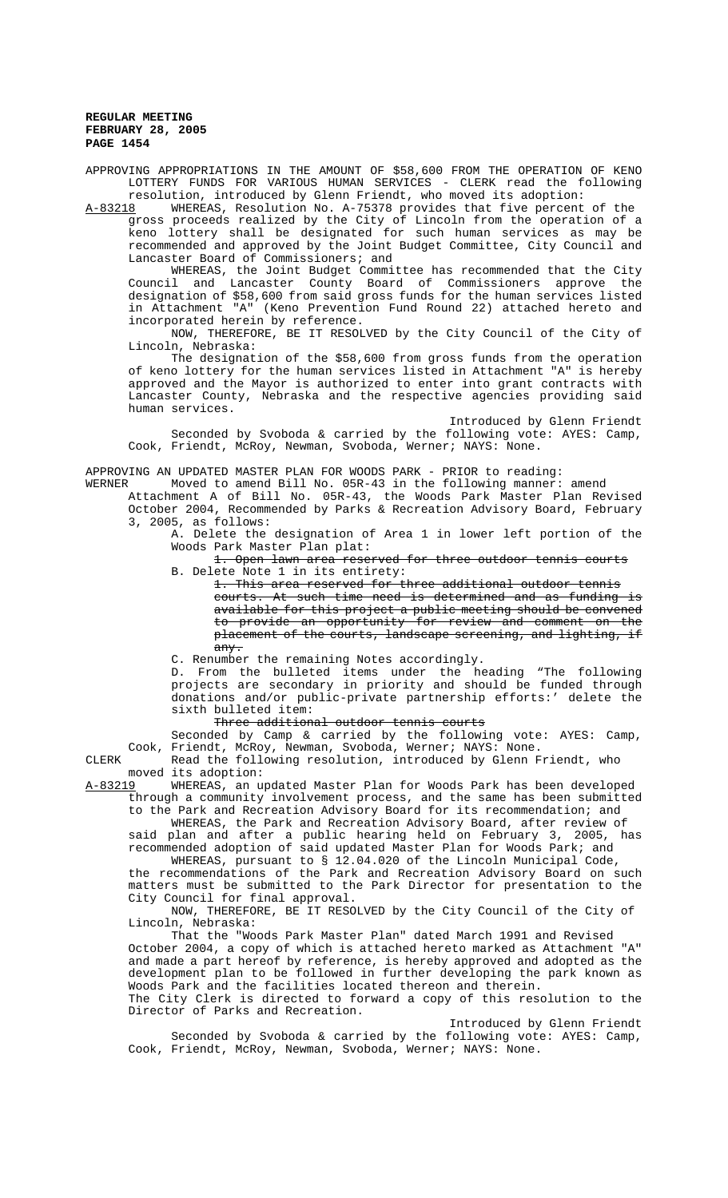APPROVING APPROPRIATIONS IN THE AMOUNT OF $58,600 FROM THE OPERATION OF KENO LOTTERY FUNDS FOR VARIOUS HUMAN SERVICES - CLERK read the following resolution, introduced by Glenn Friendt, who moved its adoption:

A-83218 WHEREAS, Resolution No. A-75378 provides that five percent of the gross proceeds realized by the City of Lincoln from the operation of a keno lottery shall be designated for such human services as may be recommended and approved by the Joint Budget Committee, City Council and Lancaster Board of Commissioners; and

WHEREAS, the Joint Budget Committee has recommended that the City Council and Lancaster County Board of Commissioners approve the designation of $58,600 from said gross funds for the human services listed in Attachment "A" (Keno Prevention Fund Round 22) attached hereto and incorporated herein by reference.

NOW, THEREFORE, BE IT RESOLVED by the City Council of the City of Lincoln, Nebraska:

The designation of the $58,600 from gross funds from the operation of keno lottery for the human services listed in Attachment "A" is hereby approved and the Mayor is authorized to enter into grant contracts with Lancaster County, Nebraska and the respective agencies providing said human services.

Introduced by Glenn Friendt

Seconded by Svoboda & carried by the following vote: AYES: Camp, Cook, Friendt, McRoy, Newman, Svoboda, Werner; NAYS: None.

APPROVING AN UPDATED MASTER PLAN FOR WOODS PARK - PRIOR to reading:

WERNER Moved to amend Bill No. 05R-43 in the following manner: amend Attachment A of Bill No. 05R-43, the Woods Park Master Plan Revised October 2004, Recommended by Parks & Recreation Advisory Board, February 3, 2005, as follows:

A. Delete the designation of Area 1 in lower left portion of the Woods Park Master Plan plat:

~~1. Open lawn area reserved for three outdoor tennis courts~~

B. Delete Note 1 in its entirety:

~~1. This area reserved for three additional outdoor tennis courts. At such time need is determined and as funding is available for this project a public meeting should be convened to provide an opportunity for review and comment on the placement of the courts, landscape screening, and lighting, if any.~~

C. Renumber the remaining Notes accordingly.

D. From the bulleted items under the heading "The following projects are secondary in priority and should be funded through donations and/or public-private partnership efforts:' delete the sixth bulleted item:

~~Three additional outdoor tennis courts~~

Seconded by Camp & carried by the following vote: AYES: Camp, Cook, Friendt, McRoy, Newman, Svoboda, Werner; NAYS: None.

CLERK Read the following resolution, introduced by Glenn Friendt, who moved its adoption:

A-83219 WHEREAS, an updated Master Plan for Woods Park has been developed through a community involvement process, and the same has been submitted to the Park and Recreation Advisory Board for its recommendation; and

WHEREAS, the Park and Recreation Advisory Board, after review of said plan and after a public hearing held on February 3, 2005, has recommended adoption of said updated Master Plan for Woods Park; and

WHEREAS, pursuant to § 12.04.020 of the Lincoln Municipal Code, the recommendations of the Park and Recreation Advisory Board on such matters must be submitted to the Park Director for presentation to the City Council for final approval.

NOW, THEREFORE, BE IT RESOLVED by the City Council of the City of Lincoln, Nebraska:

That the "Woods Park Master Plan" dated March 1991 and Revised October 2004, a copy of which is attached hereto marked as Attachment "A" and made a part hereof by reference, is hereby approved and adopted as the development plan to be followed in further developing the park known as Woods Park and the facilities located thereon and therein.

The City Clerk is directed to forward a copy of this resolution to the Director of Parks and Recreation.

Introduced by Glenn Friendt

Seconded by Svoboda & carried by the following vote: AYES: Camp, Cook, Friendt, McRoy, Newman, Svoboda, Werner; NAYS: None.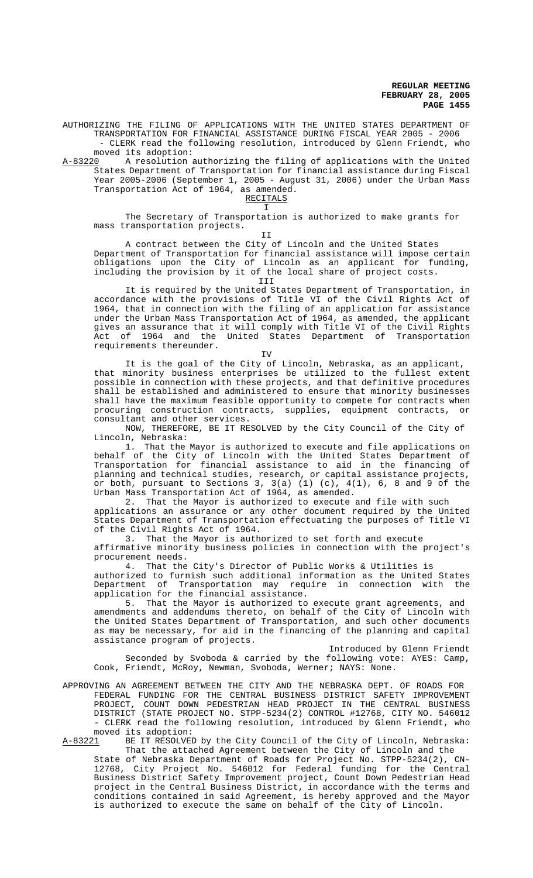AUTHORIZING THE FILING OF APPLICATIONS WITH THE UNITED STATES DEPARTMENT OF TRANSPORTATION FOR FINANCIAL ASSISTANCE DURING FISCAL YEAR 2005 - 2006 - CLERK read the following resolution, introduced by Glenn Friendt, who moved its adoption:

A-83220 A resolution authorizing the filing of applications with the United States Department of Transportation for financial assistance during Fiscal Year 2005-2006 (September 1, 2005 - August 31, 2006) under the Urban Mass Transportation Act of 1964, as amended.

RECITALS

I

The Secretary of Transportation is authorized to make grants for mass transportation projects.

II

A contract between the City of Lincoln and the United States Department of Transportation for financial assistance will impose certain obligations upon the City of Lincoln as an applicant for funding, including the provision by it of the local share of project costs.

III

It is required by the United States Department of Transportation, in accordance with the provisions of Title VI of the Civil Rights Act of 1964, that in connection with the filing of an application for assistance under the Urban Mass Transportation Act of 1964, as amended, the applicant gives an assurance that it will comply with Title VI of the Civil Rights Act of 1964 and the United States Department of Transportation requirements thereunder.

IV

It is the goal of the City of Lincoln, Nebraska, as an applicant, that minority business enterprises be utilized to the fullest extent possible in connection with these projects, and that definitive procedures shall be established and administered to ensure that minority businesses shall have the maximum feasible opportunity to compete for contracts when procuring construction contracts, supplies, equipment contracts, or consultant and other services.

NOW, THEREFORE, BE IT RESOLVED by the City Council of the City of Lincoln, Nebraska:

1. That the Mayor is authorized to execute and file applications on behalf of the City of Lincoln with the United States Department of Transportation for financial assistance to aid in the financing of planning and technical studies, research, or capital assistance projects, or both, pursuant to Sections 3, 3(a) (1) (c), 4(1), 6, 8 and 9 of the Urban Mass Transportation Act of 1964, as amended.

2. That the Mayor is authorized to execute and file with such applications an assurance or any other document required by the United States Department of Transportation effectuating the purposes of Title VI of the Civil Rights Act of 1964.

3. That the Mayor is authorized to set forth and execute affirmative minority business policies in connection with the project's procurement needs.

4. That the City's Director of Public Works & Utilities is authorized to furnish such additional information as the United States Department of Transportation may require in connection with the application for the financial assistance.

5. That the Mayor is authorized to execute grant agreements, and amendments and addendums thereto, on behalf of the City of Lincoln with the United States Department of Transportation, and such other documents as may be necessary, for aid in the financing of the planning and capital assistance program of projects.

Introduced by Glenn Friendt

Seconded by Svoboda & carried by the following vote: AYES: Camp, Cook, Friendt, McRoy, Newman, Svoboda, Werner; NAYS: None.

APPROVING AN AGREEMENT BETWEEN THE CITY AND THE NEBRASKA DEPT. OF ROADS FOR FEDERAL FUNDING FOR THE CENTRAL BUSINESS DISTRICT SAFETY IMPROVEMENT PROJECT, COUNT DOWN PEDESTRIAN HEAD PROJECT IN THE CENTRAL BUSINESS DISTRICT (STATE PROJECT NO. STPP-5234(2) CONTROL #12768, CITY NO. 546012 - CLERK read the following resolution, introduced by Glenn Friendt, who moved its adoption:

A-83221 BE IT RESOLVED by the City Council of the City of Lincoln, Nebraska:

That the attached Agreement between the City of Lincoln and the State of Nebraska Department of Roads for Project No. STPP-5234(2), CN-12768, City Project No. 546012 for Federal funding for the Central Business District Safety Improvement project, Count Down Pedestrian Head project in the Central Business District, in accordance with the terms and conditions contained in said Agreement, is hereby approved and the Mayor is authorized to execute the same on behalf of the City of Lincoln.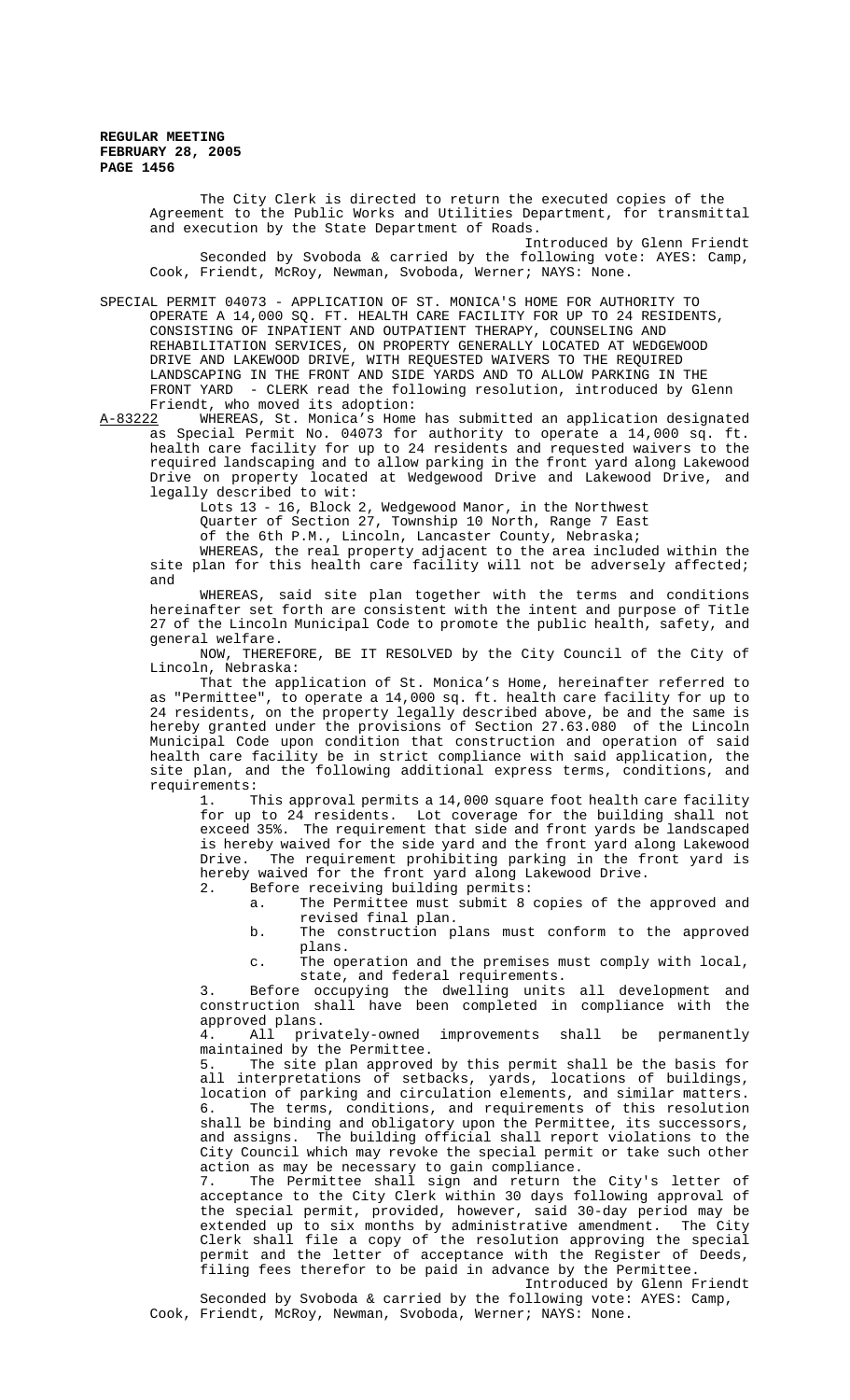The City Clerk is directed to return the executed copies of the Agreement to the Public Works and Utilities Department, for transmittal and execution by the State Department of Roads.

Introduced by Glenn Friendt

Seconded by Svoboda & carried by the following vote: AYES: Camp, Cook, Friendt, McRoy, Newman, Svoboda, Werner; NAYS: None.

SPECIAL PERMIT 04073 - APPLICATION OF ST. MONICA'S HOME FOR AUTHORITY TO OPERATE A 14,000 SQ. FT. HEALTH CARE FACILITY FOR UP TO 24 RESIDENTS, CONSISTING OF INPATIENT AND OUTPATIENT THERAPY, COUNSELING AND REHABILITATION SERVICES, ON PROPERTY GENERALLY LOCATED AT WEDGEWOOD DRIVE AND LAKEWOOD DRIVE, WITH REQUESTED WAIVERS TO THE REQUIRED LANDSCAPING IN THE FRONT AND SIDE YARDS AND TO ALLOW PARKING IN THE FRONT YARD - CLERK read the following resolution, introduced by Glenn Friendt, who moved its adoption:

A-83222 WHEREAS, St. Monica's Home has submitted an application designated as Special Permit No. 04073 for authority to operate a 14,000 sq. ft. health care facility for up to 24 residents and requested waivers to the required landscaping and to allow parking in the front yard along Lakewood Drive on property located at Wedgewood Drive and Lakewood Drive, and legally described to wit:

Lots 13 - 16, Block 2, Wedgewood Manor, in the Northwest Quarter of Section 27, Township 10 North, Range 7 East of the 6th P.M., Lincoln, Lancaster County, Nebraska;

WHEREAS, the real property adjacent to the area included within the site plan for this health care facility will not be adversely affected; and

WHEREAS, said site plan together with the terms and conditions hereinafter set forth are consistent with the intent and purpose of Title 27 of the Lincoln Municipal Code to promote the public health, safety, and general welfare.

NOW, THEREFORE, BE IT RESOLVED by the City Council of the City of Lincoln, Nebraska:

That the application of St. Monica's Home, hereinafter referred to as "Permittee", to operate a 14,000 sq. ft. health care facility for up to 24 residents, on the property legally described above, be and the same is hereby granted under the provisions of Section 27.63.080 of the Lincoln Municipal Code upon condition that construction and operation of said health care facility be in strict compliance with said application, the site plan, and the following additional express terms, conditions, and requirements:

1. This approval permits a 14,000 square foot health care facility for up to 24 residents. Lot coverage for the building shall not exceed 35%. The requirement that side and front yards be landscaped is hereby waived for the side yard and the front yard along Lakewood Drive. The requirement prohibiting parking in the front yard is hereby waived for the front yard along Lakewood Drive.
2. Before receiving building permits:
   a. The Permittee must submit 8 copies of the approved and revised final plan.
   b. The construction plans must conform to the approved plans.
   c. The operation and the premises must comply with local, state, and federal requirements.
3. Before occupying the dwelling units all development and construction shall have been completed in compliance with the approved plans.
4. All privately-owned improvements shall be permanently maintained by the Permittee.
5. The site plan approved by this permit shall be the basis for all interpretations of setbacks, yards, locations of buildings, location of parking and circulation elements, and similar matters.
6. The terms, conditions, and requirements of this resolution shall be binding and obligatory upon the Permittee, its successors, and assigns. The building official shall report violations to the City Council which may revoke the special permit or take such other action as may be necessary to gain compliance.
7. The Permittee shall sign and return the City's letter of acceptance to the City Clerk within 30 days following approval of the special permit, provided, however, said 30-day period may be extended up to six months by administrative amendment. The City Clerk shall file a copy of the resolution approving the special permit and the letter of acceptance with the Register of Deeds, filing fees therefor to be paid in advance by the Permittee.

Introduced by Glenn Friendt

Seconded by Svoboda & carried by the following vote: AYES: Camp, Cook, Friendt, McRoy, Newman, Svoboda, Werner; NAYS: None.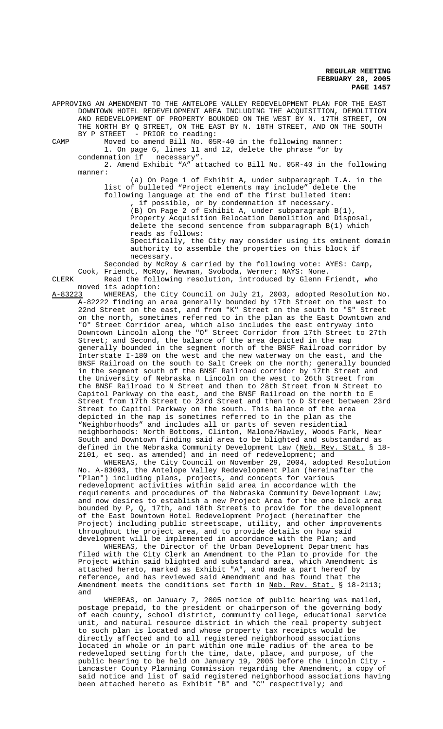APPROVING AN AMENDMENT TO THE ANTELOPE VALLEY REDEVELOPMENT PLAN FOR THE EAST DOWNTOWN HOTEL REDEVELOPMENT AREA INCLUDING THE ACQUISITION, DEMOLITION AND REDEVELOPMENT OF PROPERTY BOUNDED ON THE WEST BY N. 17TH STREET, ON THE NORTH BY Q STREET, ON THE EAST BY N. 18TH STREET, AND ON THE SOUTH BY P STREET - PRIOR to reading:

CAMP Moved to amend Bill No. 05R-40 in the following manner:

1. On page 6, lines 11 and 12, delete the phrase "or by condemnation if necessary".
2. Amend Exhibit "A" attached to Bill No. 05R-40 in the following manner:

(a) On Page 1 of Exhibit A, under subparagraph I.A. in the list of bulleted "Project elements may include" delete the following language at the end of the first bulleted item:

, if possible, or by condemnation if necessary.

(B) On Page 2 of Exhibit A, under subparagraph B(1), Property Acquisition Relocation Demolition and Disposal, delete the second sentence from subparagraph B(1) which reads as follows:

Specifically, the City may consider using its eminent domain authority to assemble the properties on this block if necessary.

Seconded by McRoy & carried by the following vote: AYES: Camp, Cook, Friendt, McRoy, Newman, Svoboda, Werner; NAYS: None.

CLERK Read the following resolution, introduced by Glenn Friendt, who moved its adoption:

A-83223 WHEREAS, the City Council on July 21, 2003, adopted Resolution No. A-82222 finding an area generally bounded by 17th Street on the west to 22nd Street on the east, and from "K" Street on the south to "S" Street on the north, sometimes referred to in the plan as the East Downtown and "O" Street Corridor area, which also includes the east entryway into Downtown Lincoln along the "O" Street Corridor from 17th Street to 27th Street; and Second, the balance of the area depicted in the map generally bounded in the segment north of the BNSF Railroad corridor by Interstate I-180 on the west and the new waterway on the east, and the BNSF Railroad on the south to Salt Creek on the north; generally bounded in the segment south of the BNSF Railroad corridor by 17th Street and the University of Nebraska n Lincoln on the west to 26th Street from the BNSF Railroad to N Street and then to 28th Street from N Street to Capitol Parkway on the east, and the BNSF Railroad on the north to E Street from 17th Street to 23rd Street and then to D Street between 23rd Street to Capitol Parkway on the south. This balance of the area depicted in the map is sometimes referred to in the plan as the "Neighborhoods" and includes all or parts of seven residential neighborhoods: North Bottoms, Clinton, Malone/Hawley, Woods Park, Near South and Downtown finding said area to be blighted and substandard as defined in the Nebraska Community Development Law (Neb. Rev. Stat. § 18-2101, et seq. as amended) and in need of redevelopment; and

WHEREAS, the City Council on November 29, 2004, adopted Resolution No. A-83093, the Antelope Valley Redevelopment Plan (hereinafter the "Plan") including plans, projects, and concepts for various redevelopment activities within said area in accordance with the requirements and procedures of the Nebraska Community Development Law; and now desires to establish a new Project Area for the one block area bounded by P, Q, 17th, and 18th Streets to provide for the development of the East Downtown Hotel Redevelopment Project (hereinafter the Project) including public streetscape, utility, and other improvements throughout the project area, and to provide details on how said development will be implemented in accordance with the Plan; and

WHEREAS, the Director of the Urban Development Department has filed with the City Clerk an Amendment to the Plan to provide for the Project within said blighted and substandard area, which Amendment is attached hereto, marked as Exhibit "A", and made a part hereof by reference, and has reviewed said Amendment and has found that the Amendment meets the conditions set forth in Neb. Rev. Stat. § 18-2113; and

WHEREAS, on January 7, 2005 notice of public hearing was mailed, postage prepaid, to the president or chairperson of the governing body of each county, school district, community college, educational service unit, and natural resource district in which the real property subject to such plan is located and whose property tax receipts would be directly affected and to all registered neighborhood associations located in whole or in part within one mile radius of the area to be redeveloped setting forth the time, date, place, and purpose, of the public hearing to be held on January 19, 2005 before the Lincoln City - Lancaster County Planning Commission regarding the Amendment, a copy of said notice and list of said registered neighborhood associations having been attached hereto as Exhibit "B" and "C" respectively; and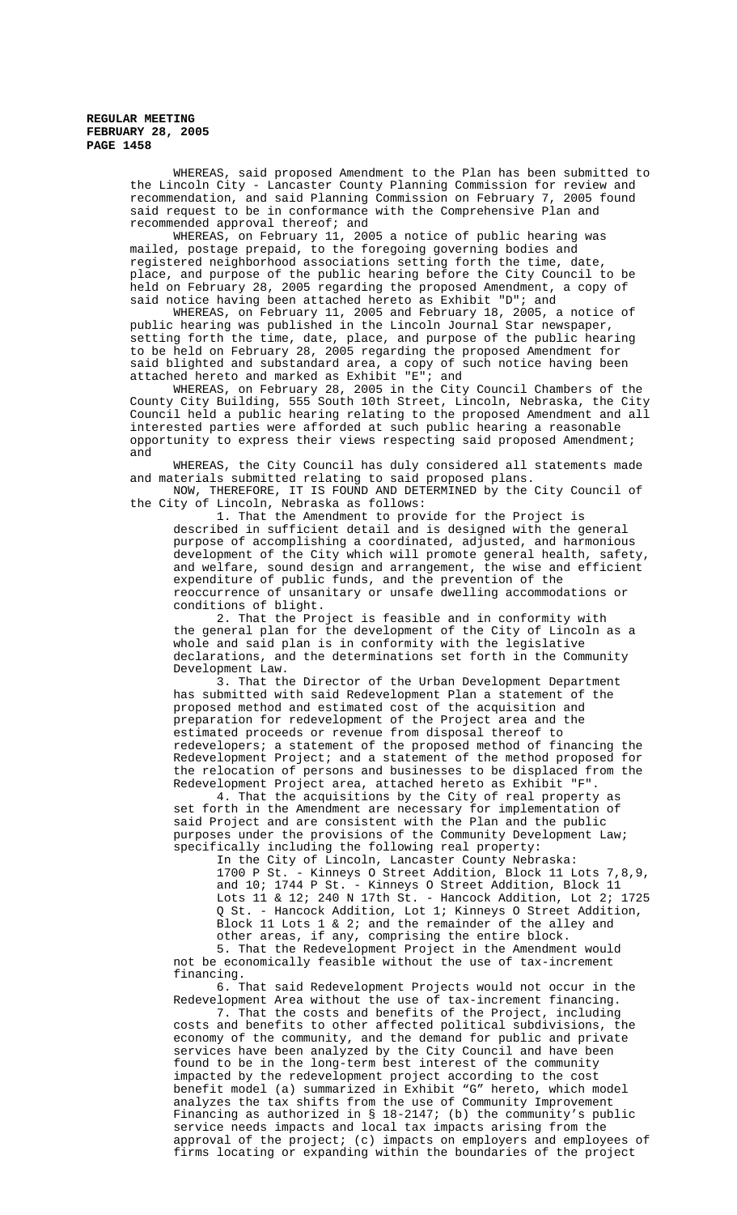WHEREAS, said proposed Amendment to the Plan has been submitted to the Lincoln City - Lancaster County Planning Commission for review and recommendation, and said Planning Commission on February 7, 2005 found said request to be in conformance with the Comprehensive Plan and recommended approval thereof; and

WHEREAS, on February 11, 2005 a notice of public hearing was mailed, postage prepaid, to the foregoing governing bodies and registered neighborhood associations setting forth the time, date, place, and purpose of the public hearing before the City Council to be held on February 28, 2005 regarding the proposed Amendment, a copy of said notice having been attached hereto as Exhibit "D"; and

WHEREAS, on February 11, 2005 and February 18, 2005, a notice of public hearing was published in the Lincoln Journal Star newspaper, setting forth the time, date, place, and purpose of the public hearing to be held on February 28, 2005 regarding the proposed Amendment for said blighted and substandard area, a copy of such notice having been attached hereto and marked as Exhibit "E"; and

WHEREAS, on February 28, 2005 in the City Council Chambers of the County City Building, 555 South 10th Street, Lincoln, Nebraska, the City Council held a public hearing relating to the proposed Amendment and all interested parties were afforded at such public hearing a reasonable opportunity to express their views respecting said proposed Amendment; and

WHEREAS, the City Council has duly considered all statements made and materials submitted relating to said proposed plans.

NOW, THEREFORE, IT IS FOUND AND DETERMINED by the City Council of the City of Lincoln, Nebraska as follows:

1. That the Amendment to provide for the Project is described in sufficient detail and is designed with the general purpose of accomplishing a coordinated, adjusted, and harmonious development of the City which will promote general health, safety, and welfare, sound design and arrangement, the wise and efficient expenditure of public funds, and the prevention of the reoccurrence of unsanitary or unsafe dwelling accommodations or conditions of blight.

2. That the Project is feasible and in conformity with the general plan for the development of the City of Lincoln as a whole and said plan is in conformity with the legislative declarations, and the determinations set forth in the Community Development Law.

3. That the Director of the Urban Development Department has submitted with said Redevelopment Plan a statement of the proposed method and estimated cost of the acquisition and preparation for redevelopment of the Project area and the estimated proceeds or revenue from disposal thereof to redevelopers; a statement of the proposed method of financing the Redevelopment Project; and a statement of the method proposed for the relocation of persons and businesses to be displaced from the Redevelopment Project area, attached hereto as Exhibit "F".

4. That the acquisitions by the City of real property as set forth in the Amendment are necessary for implementation of said Project and are consistent with the Plan and the public purposes under the provisions of the Community Development Law; specifically including the following real property:

In the City of Lincoln, Lancaster County Nebraska: 1700 P St. - Kinneys O Street Addition, Block 11 Lots 7,8,9, and 10; 1744 P St. - Kinneys O Street Addition, Block 11 Lots 11 & 12; 240 N 17th St. - Hancock Addition, Lot 2; 1725 Q St. - Hancock Addition, Lot 1; Kinneys O Street Addition, Block 11 Lots 1 & 2; and the remainder of the alley and other areas, if any, comprising the entire block.

5. That the Redevelopment Project in the Amendment would not be economically feasible without the use of tax-increment financing.

6. That said Redevelopment Projects would not occur in the Redevelopment Area without the use of tax-increment financing.

7. That the costs and benefits of the Project, including costs and benefits to other affected political subdivisions, the economy of the community, and the demand for public and private services have been analyzed by the City Council and have been found to be in the long-term best interest of the community impacted by the redevelopment project according to the cost benefit model (a) summarized in Exhibit "G" hereto, which model analyzes the tax shifts from the use of Community Improvement Financing as authorized in § 18-2147; (b) the community's public service needs impacts and local tax impacts arising from the approval of the project; (c) impacts on employers and employees of firms locating or expanding within the boundaries of the project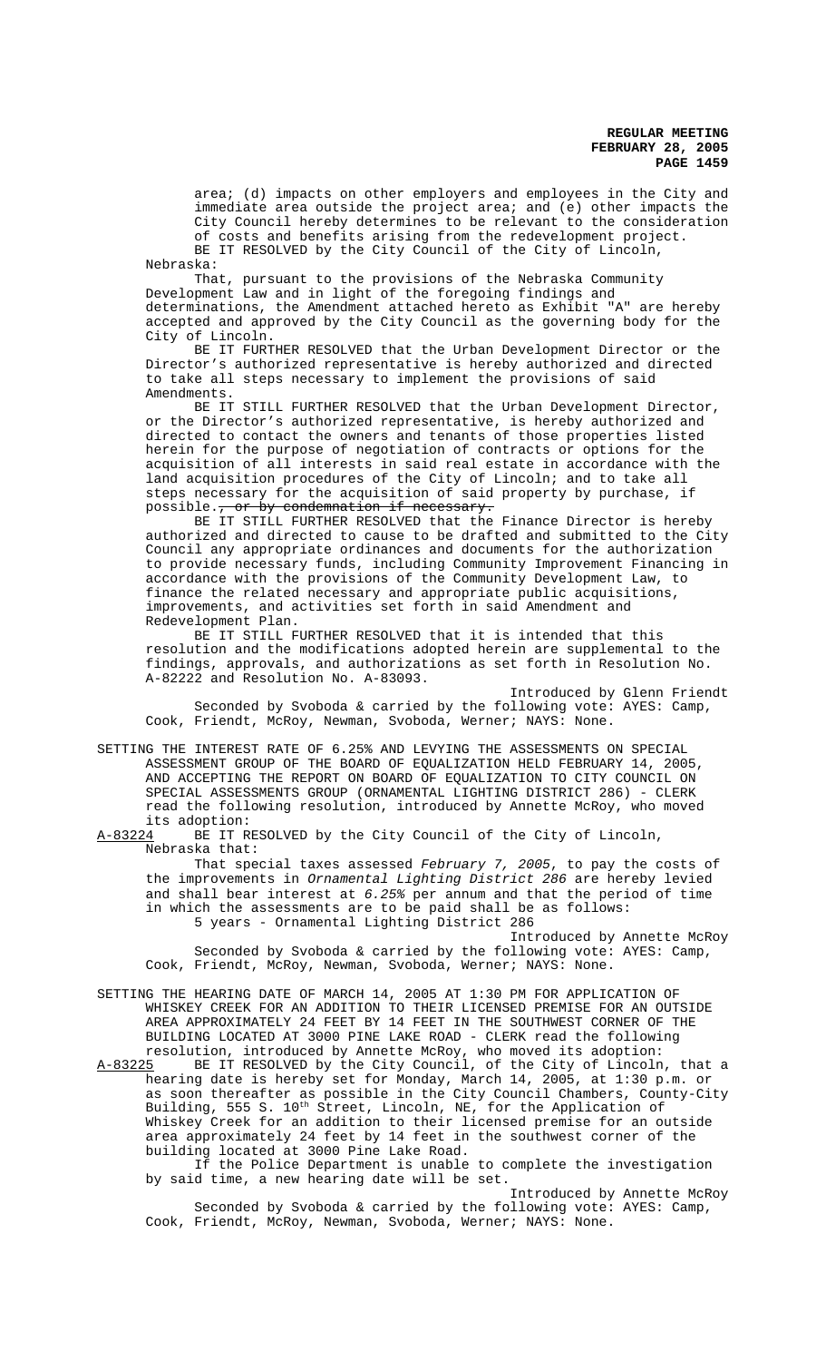area; (d) impacts on other employers and employees in the City and immediate area outside the project area; and (e) other impacts the City Council hereby determines to be relevant to the consideration of costs and benefits arising from the redevelopment project.

BE IT RESOLVED by the City Council of the City of Lincoln, Nebraska:

That, pursuant to the provisions of the Nebraska Community Development Law and in light of the foregoing findings and determinations, the Amendment attached hereto as Exhibit "A" are hereby accepted and approved by the City Council as the governing body for the City of Lincoln.

BE IT FURTHER RESOLVED that the Urban Development Director or the Director's authorized representative is hereby authorized and directed to take all steps necessary to implement the provisions of said Amendments.

BE IT STILL FURTHER RESOLVED that the Urban Development Director, or the Director's authorized representative, is hereby authorized and directed to contact the owners and tenants of those properties listed herein for the purpose of negotiation of contracts or options for the acquisition of all interests in said real estate in accordance with the land acquisition procedures of the City of Lincoln; and to take all steps necessary for the acquisition of said property by purchase, if possible.~~, or by condemnation if necessary.~~

BE IT STILL FURTHER RESOLVED that the Finance Director is hereby authorized and directed to cause to be drafted and submitted to the City Council any appropriate ordinances and documents for the authorization to provide necessary funds, including Community Improvement Financing in accordance with the provisions of the Community Development Law, to finance the related necessary and appropriate public acquisitions, improvements, and activities set forth in said Amendment and Redevelopment Plan.

BE IT STILL FURTHER RESOLVED that it is intended that this resolution and the modifications adopted herein are supplemental to the findings, approvals, and authorizations as set forth in Resolution No. A-82222 and Resolution No. A-83093.

Introduced by Glenn Friendt

Seconded by Svoboda & carried by the following vote: AYES: Camp, Cook, Friendt, McRoy, Newman, Svoboda, Werner; NAYS: None.

SETTING THE INTEREST RATE OF 6.25% AND LEVYING THE ASSESSMENTS ON SPECIAL ASSESSMENT GROUP OF THE BOARD OF EQUALIZATION HELD FEBRUARY 14, 2005, AND ACCEPTING THE REPORT ON BOARD OF EQUALIZATION TO CITY COUNCIL ON SPECIAL ASSESSMENTS GROUP (ORNAMENTAL LIGHTING DISTRICT 286) - CLERK read the following resolution, introduced by Annette McRoy, who moved its adoption:

A-83224 BE IT RESOLVED by the City Council of the City of Lincoln, Nebraska that:

That special taxes assessed *February 7, 2005*, to pay the costs of the improvements in *Ornamental Lighting District 286* are hereby levied and shall bear interest at *6.25%* per annum and that the period of time in which the assessments are to be paid shall be as follows:

5 years - Ornamental Lighting District 286

Introduced by Annette McRoy

Seconded by Svoboda & carried by the following vote: AYES: Camp, Cook, Friendt, McRoy, Newman, Svoboda, Werner; NAYS: None.

SETTING THE HEARING DATE OF MARCH 14, 2005 AT 1:30 PM FOR APPLICATION OF WHISKEY CREEK FOR AN ADDITION TO THEIR LICENSED PREMISE FOR AN OUTSIDE AREA APPROXIMATELY 24 FEET BY 14 FEET IN THE SOUTHWEST CORNER OF THE BUILDING LOCATED AT 3000 PINE LAKE ROAD - CLERK read the following resolution, introduced by Annette McRoy, who moved its adoption:

A-83225 BE IT RESOLVED by the City Council, of the City of Lincoln, that a hearing date is hereby set for Monday, March 14, 2005, at 1:30 p.m. or as soon thereafter as possible in the City Council Chambers, County-City Building, 555 S. 10th Street, Lincoln, NE, for the Application of Whiskey Creek for an addition to their licensed premise for an outside area approximately 24 feet by 14 feet in the southwest corner of the building located at 3000 Pine Lake Road.

If the Police Department is unable to complete the investigation by said time, a new hearing date will be set.

Introduced by Annette McRoy

Seconded by Svoboda & carried by the following vote: AYES: Camp, Cook, Friendt, McRoy, Newman, Svoboda, Werner; NAYS: None.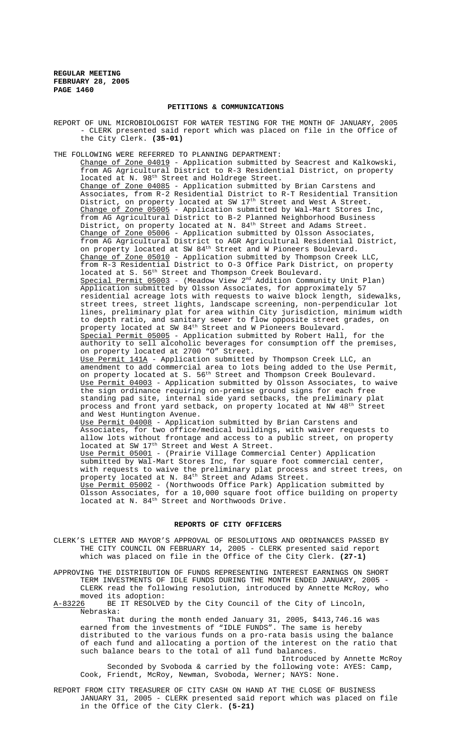## PETITIONS & COMMUNICATIONS

REPORT OF UNL MICROBIOLOGIST FOR WATER TESTING FOR THE MONTH OF JANUARY, 2005 - CLERK presented said report which was placed on file in the Office of the City Clerk. **(35-01)**

THE FOLLOWING WERE REFERRED TO PLANNING DEPARTMENT:

Change of Zone 04019 - Application submitted by Seacrest and Kalkowski, from AG Agricultural District to R-3 Residential District, on property located at N. 98th Street and Holdrege Street.

Change of Zone 04085 - Application submitted by Brian Carstens and Associates, from R-2 Residential District to R-T Residential Transition District, on property located at SW 17th Street and West A Street.

Change of Zone 05005 - Application submitted by Wal-Mart Stores Inc, from AG Agricultural District to B-2 Planned Neighborhood Business District, on property located at N. 84th Street and Adams Street.

Change of Zone 05006 - Application submitted by Olsson Associates, from AG Agricultural District to AGR Agricultural Residential District, on property located at SW 84th Street and W Pioneers Boulevard.

Change of Zone 05010 - Application submitted by Thompson Creek LLC, from R-3 Residential District to O-3 Office Park District, on property located at S. 56th Street and Thompson Creek Boulevard.

Special Permit 05003 - (Meadow View 2nd Addition Community Unit Plan) Application submitted by Olsson Associates, for approximately 57 residential acreage lots with requests to waive block length, sidewalks, street trees, street lights, landscape screening, non-perpendicular lot lines, preliminary plat for area within City jurisdiction, minimum width to depth ratio, and sanitary sewer to flow opposite street grades, on property located at SW 84th Street and W Pioneers Boulevard.

Special Permit 05005 - Application submitted by Robert Hall, for the authority to sell alcoholic beverages for consumption off the premises, on property located at 2700 "O" Street.

Use Permit 141A - Application submitted by Thompson Creek LLC, an amendment to add commercial area to lots being added to the Use Permit, on property located at S. 56th Street and Thompson Creek Boulevard.

Use Permit 04003 - Application submitted by Olsson Associates, to waive the sign ordinance requiring on-premise ground signs for each free standing pad site, internal side yard setbacks, the preliminary plat process and front yard setback, on property located at NW 48th Street and West Huntington Avenue.

Use Permit 04008 - Application submitted by Brian Carstens and Associates, for two office/medical buildings, with waiver requests to allow lots without frontage and access to a public street, on property located at SW 17th Street and West A Street.

Use Permit 05001 - (Prairie Village Commercial Center) Application submitted by Wal-Mart Stores Inc, for square foot commercial center, with requests to waive the preliminary plat process and street trees, on property located at N. 84th Street and Adams Street.

Use Permit 05002 - (Northwoods Office Park) Application submitted by Olsson Associates, for a 10,000 square foot office building on property located at N. 84th Street and Northwoods Drive.

## REPORTS OF CITY OFFICERS

CLERK'S LETTER AND MAYOR'S APPROVAL OF RESOLUTIONS AND ORDINANCES PASSED BY THE CITY COUNCIL ON FEBRUARY 14, 2005 - CLERK presented said report which was placed on file in the Office of the City Clerk. **(27-1)**

APPROVING THE DISTRIBUTION OF FUNDS REPRESENTING INTEREST EARNINGS ON SHORT TERM INVESTMENTS OF IDLE FUNDS DURING THE MONTH ENDED JANUARY, 2005 - CLERK read the following resolution, introduced by Annette McRoy, who moved its adoption:

A-83226 BE IT RESOLVED by the City Council of the City of Lincoln, Nebraska:

That during the month ended January 31, 2005, $413,746.16 was earned from the investments of "IDLE FUNDS". The same is hereby distributed to the various funds on a pro-rata basis using the balance of each fund and allocating a portion of the interest on the ratio that such balance bears to the total of all fund balances.

Introduced by Annette McRoy

Seconded by Svoboda & carried by the following vote: AYES: Camp, Cook, Friendt, McRoy, Newman, Svoboda, Werner; NAYS: None.

REPORT FROM CITY TREASURER OF CITY CASH ON HAND AT THE CLOSE OF BUSINESS JANUARY 31, 2005 - CLERK presented said report which was placed on file in the Office of the City Clerk. **(5-21)**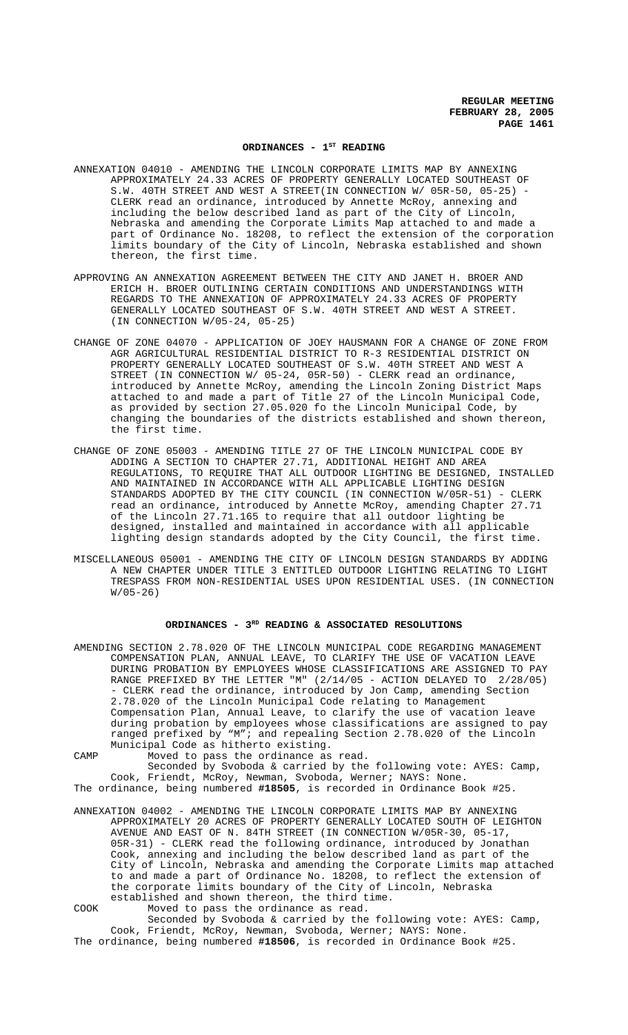## ORDINANCES - 1[ST] READING

ANNEXATION 04010 - AMENDING THE LINCOLN CORPORATE LIMITS MAP BY ANNEXING APPROXIMATELY 24.33 ACRES OF PROPERTY GENERALLY LOCATED SOUTHEAST OF S.W. 40TH STREET AND WEST A STREET(IN CONNECTION W/ 05R-50, 05-25) - CLERK read an ordinance, introduced by Annette McRoy, annexing and including the below described land as part of the City of Lincoln, Nebraska and amending the Corporate Limits Map attached to and made a part of Ordinance No. 18208, to reflect the extension of the corporation limits boundary of the City of Lincoln, Nebraska established and shown thereon, the first time.

APPROVING AN ANNEXATION AGREEMENT BETWEEN THE CITY AND JANET H. BROER AND ERICH H. BROER OUTLINING CERTAIN CONDITIONS AND UNDERSTANDINGS WITH REGARDS TO THE ANNEXATION OF APPROXIMATELY 24.33 ACRES OF PROPERTY GENERALLY LOCATED SOUTHEAST OF S.W. 40TH STREET AND WEST A STREET. (IN CONNECTION W/05-24, 05-25)

CHANGE OF ZONE 04070 - APPLICATION OF JOEY HAUSMANN FOR A CHANGE OF ZONE FROM AGR AGRICULTURAL RESIDENTIAL DISTRICT TO R-3 RESIDENTIAL DISTRICT ON PROPERTY GENERALLY LOCATED SOUTHEAST OF S.W. 40TH STREET AND WEST A STREET (IN CONNECTION W/ 05-24, 05R-50) - CLERK read an ordinance, introduced by Annette McRoy, amending the Lincoln Zoning District Maps attached to and made a part of Title 27 of the Lincoln Municipal Code, as provided by section 27.05.020 fo the Lincoln Municipal Code, by changing the boundaries of the districts established and shown thereon, the first time.

CHANGE OF ZONE 05003 - AMENDING TITLE 27 OF THE LINCOLN MUNICIPAL CODE BY ADDING A SECTION TO CHAPTER 27.71, ADDITIONAL HEIGHT AND AREA REGULATIONS, TO REQUIRE THAT ALL OUTDOOR LIGHTING BE DESIGNED, INSTALLED AND MAINTAINED IN ACCORDANCE WITH ALL APPLICABLE LIGHTING DESIGN STANDARDS ADOPTED BY THE CITY COUNCIL (IN CONNECTION W/05R-51) - CLERK read an ordinance, introduced by Annette McRoy, amending Chapter 27.71 of the Lincoln 27.71.165 to require that all outdoor lighting be designed, installed and maintained in accordance with all applicable lighting design standards adopted by the City Council, the first time.

MISCELLANEOUS 05001 - AMENDING THE CITY OF LINCOLN DESIGN STANDARDS BY ADDING A NEW CHAPTER UNDER TITLE 3 ENTITLED OUTDOOR LIGHTING RELATING TO LIGHT TRESPASS FROM NON-RESIDENTIAL USES UPON RESIDENTIAL USES. (IN CONNECTION W/05-26)

## ORDINANCES - 3[RD] READING & ASSOCIATED RESOLUTIONS

AMENDING SECTION 2.78.020 OF THE LINCOLN MUNICIPAL CODE REGARDING MANAGEMENT COMPENSATION PLAN, ANNUAL LEAVE, TO CLARIFY THE USE OF VACATION LEAVE DURING PROBATION BY EMPLOYEES WHOSE CLASSIFICATIONS ARE ASSIGNED TO PAY RANGE PREFIXED BY THE LETTER "M" (2/14/05 - ACTION DELAYED TO 2/28/05) - CLERK read the ordinance, introduced by Jon Camp, amending Section 2.78.020 of the Lincoln Municipal Code relating to Management Compensation Plan, Annual Leave, to clarify the use of vacation leave during probation by employees whose classifications are assigned to pay ranged prefixed by "M"; and repealing Section 2.78.020 of the Lincoln Municipal Code as hitherto existing.

CAMP Moved to pass the ordinance as read.

Seconded by Svoboda & carried by the following vote: AYES: Camp, Cook, Friendt, McRoy, Newman, Svoboda, Werner; NAYS: None.

The ordinance, being numbered **#18505**, is recorded in Ordinance Book #25.

ANNEXATION 04002 - AMENDING THE LINCOLN CORPORATE LIMITS MAP BY ANNEXING APPROXIMATELY 20 ACRES OF PROPERTY GENERALLY LOCATED SOUTH OF LEIGHTON AVENUE AND EAST OF N. 84TH STREET (IN CONNECTION W/05R-30, 05-17, 05R-31) - CLERK read the following ordinance, introduced by Jonathan Cook, annexing and including the below described land as part of the City of Lincoln, Nebraska and amending the Corporate Limits map attached to and made a part of Ordinance No. 18208, to reflect the extension of the corporate limits boundary of the City of Lincoln, Nebraska established and shown thereon, the third time.

COOK Moved to pass the ordinance as read.

Seconded by Svoboda & carried by the following vote: AYES: Camp, Cook, Friendt, McRoy, Newman, Svoboda, Werner; NAYS: None.

The ordinance, being numbered **#18506**, is recorded in Ordinance Book #25.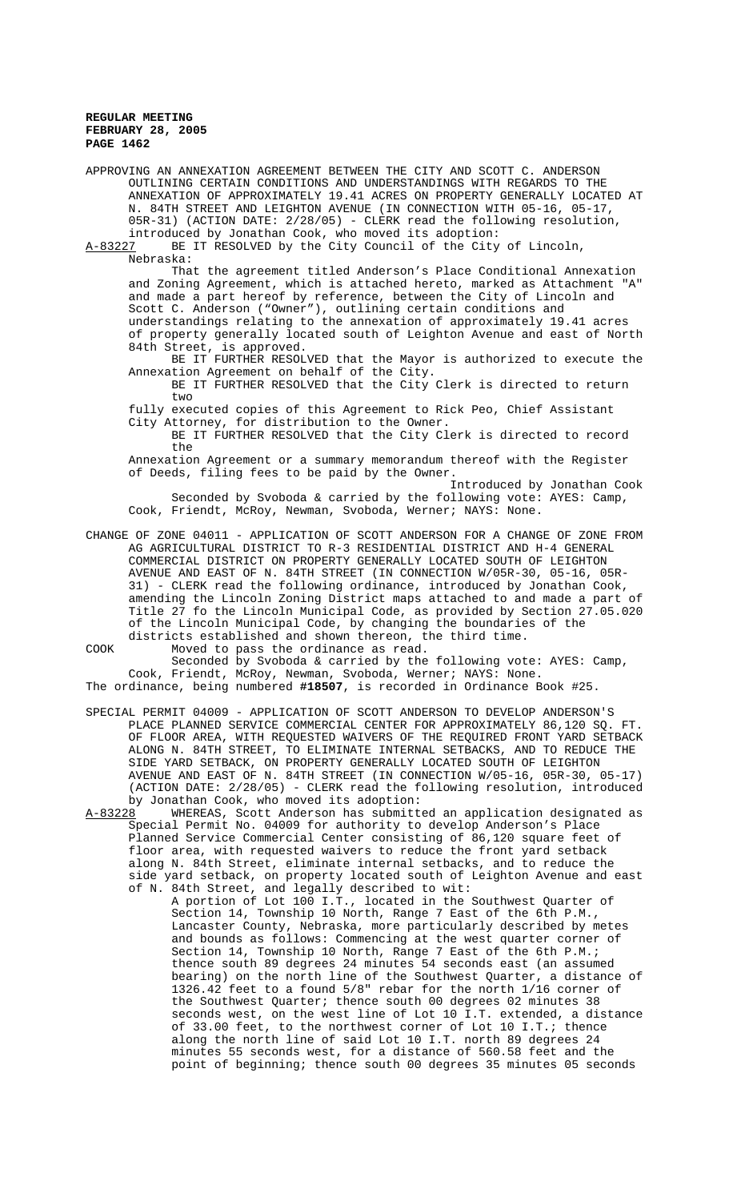APPROVING AN ANNEXATION AGREEMENT BETWEEN THE CITY AND SCOTT C. ANDERSON OUTLINING CERTAIN CONDITIONS AND UNDERSTANDINGS WITH REGARDS TO THE ANNEXATION OF APPROXIMATELY 19.41 ACRES ON PROPERTY GENERALLY LOCATED AT N. 84TH STREET AND LEIGHTON AVENUE (IN CONNECTION WITH 05-16, 05-17, 05R-31) (ACTION DATE: 2/28/05) - CLERK read the following resolution, introduced by Jonathan Cook, who moved its adoption:

A-83227 BE IT RESOLVED by the City Council of the City of Lincoln, Nebraska:

That the agreement titled Anderson's Place Conditional Annexation and Zoning Agreement, which is attached hereto, marked as Attachment "A" and made a part hereof by reference, between the City of Lincoln and Scott C. Anderson ("Owner"), outlining certain conditions and understandings relating to the annexation of approximately 19.41 acres of property generally located south of Leighton Avenue and east of North 84th Street, is approved.

BE IT FURTHER RESOLVED that the Mayor is authorized to execute the Annexation Agreement on behalf of the City.

BE IT FURTHER RESOLVED that the City Clerk is directed to return two fully executed copies of this Agreement to Rick Peo, Chief Assistant City Attorney, for distribution to the Owner.

BE IT FURTHER RESOLVED that the City Clerk is directed to record the Annexation Agreement or a summary memorandum thereof with the Register of Deeds, filing fees to be paid by the Owner.

Introduced by Jonathan Cook

Seconded by Svoboda & carried by the following vote: AYES: Camp, Cook, Friendt, McRoy, Newman, Svoboda, Werner; NAYS: None.

CHANGE OF ZONE 04011 - APPLICATION OF SCOTT ANDERSON FOR A CHANGE OF ZONE FROM AG AGRICULTURAL DISTRICT TO R-3 RESIDENTIAL DISTRICT AND H-4 GENERAL COMMERCIAL DISTRICT ON PROPERTY GENERALLY LOCATED SOUTH OF LEIGHTON AVENUE AND EAST OF N. 84TH STREET (IN CONNECTION W/05R-30, 05-16, 05R-31) - CLERK read the following ordinance, introduced by Jonathan Cook, amending the Lincoln Zoning District maps attached to and made a part of Title 27 fo the Lincoln Municipal Code, as provided by Section 27.05.020 of the Lincoln Municipal Code, by changing the boundaries of the districts established and shown thereon, the third time.

COOK Moved to pass the ordinance as read.

Seconded by Svoboda & carried by the following vote: AYES: Camp, Cook, Friendt, McRoy, Newman, Svoboda, Werner; NAYS: None.

The ordinance, being numbered **#18507**, is recorded in Ordinance Book #25.

SPECIAL PERMIT 04009 - APPLICATION OF SCOTT ANDERSON TO DEVELOP ANDERSON'S PLACE PLANNED SERVICE COMMERCIAL CENTER FOR APPROXIMATELY 86,120 SQ. FT. OF FLOOR AREA, WITH REQUESTED WAIVERS OF THE REQUIRED FRONT YARD SETBACK ALONG N. 84TH STREET, TO ELIMINATE INTERNAL SETBACKS, AND TO REDUCE THE SIDE YARD SETBACK, ON PROPERTY GENERALLY LOCATED SOUTH OF LEIGHTON AVENUE AND EAST OF N. 84TH STREET (IN CONNECTION W/05-16, 05R-30, 05-17) (ACTION DATE: 2/28/05) - CLERK read the following resolution, introduced by Jonathan Cook, who moved its adoption:

A-83228 WHEREAS, Scott Anderson has submitted an application designated as Special Permit No. 04009 for authority to develop Anderson's Place Planned Service Commercial Center consisting of 86,120 square feet of floor area, with requested waivers to reduce the front yard setback along N. 84th Street, eliminate internal setbacks, and to reduce the side yard setback, on property located south of Leighton Avenue and east of N. 84th Street, and legally described to wit:

A portion of Lot 100 I.T., located in the Southwest Quarter of Section 14, Township 10 North, Range 7 East of the 6th P.M., Lancaster County, Nebraska, more particularly described by metes and bounds as follows: Commencing at the west quarter corner of Section 14, Township 10 North, Range 7 East of the 6th P.M.; thence south 89 degrees 24 minutes 54 seconds east (an assumed bearing) on the north line of the Southwest Quarter, a distance of 1326.42 feet to a found 5/8" rebar for the north 1/16 corner of the Southwest Quarter; thence south 00 degrees 02 minutes 38 seconds west, on the west line of Lot 10 I.T. extended, a distance of 33.00 feet, to the northwest corner of Lot 10 I.T.; thence along the north line of said Lot 10 I.T. north 89 degrees 24 minutes 55 seconds west, for a distance of 560.58 feet and the point of beginning; thence south 00 degrees 35 minutes 05 seconds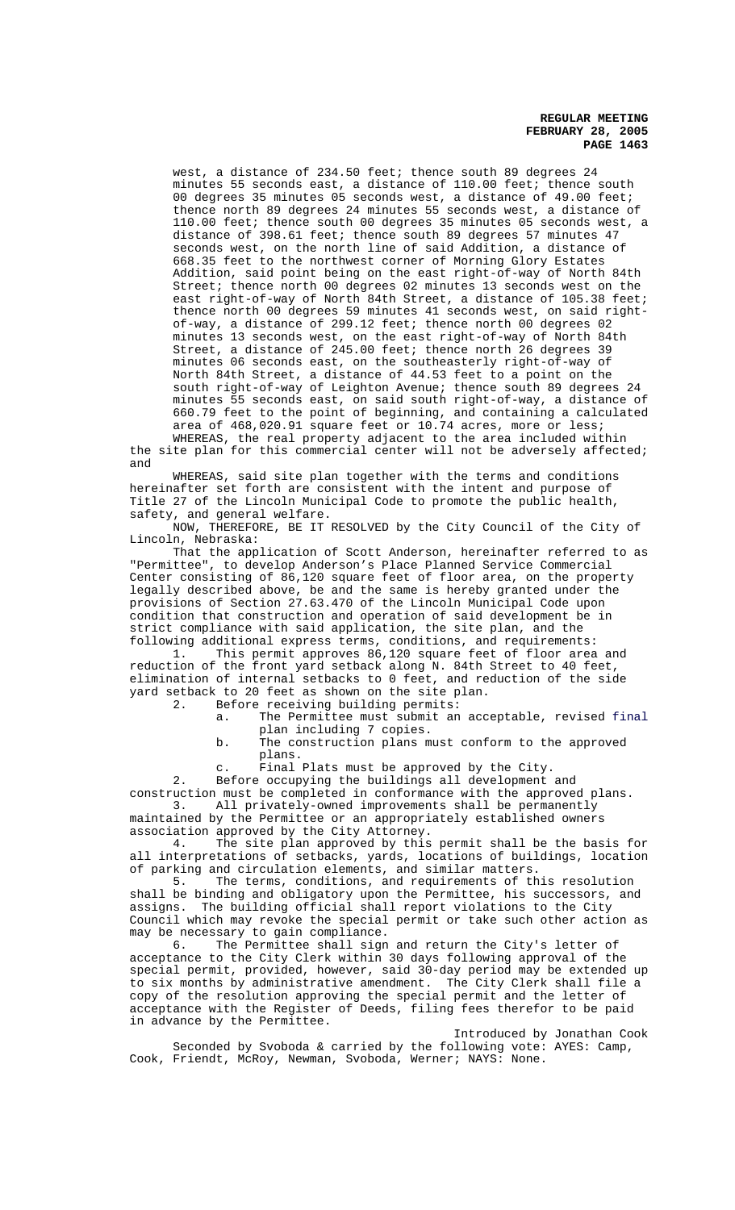west, a distance of 234.50 feet; thence south 89 degrees 24 minutes 55 seconds east, a distance of 110.00 feet; thence south 00 degrees 35 minutes 05 seconds west, a distance of 49.00 feet; thence north 89 degrees 24 minutes 55 seconds west, a distance of 110.00 feet; thence south 00 degrees 35 minutes 05 seconds west, a distance of 398.61 feet; thence south 89 degrees 57 minutes 47 seconds west, on the north line of said Addition, a distance of 668.35 feet to the northwest corner of Morning Glory Estates Addition, said point being on the east right-of-way of North 84th Street; thence north 00 degrees 02 minutes 13 seconds west on the east right-of-way of North 84th Street, a distance of 105.38 feet; thence north 00 degrees 59 minutes 41 seconds west, on said right-of-way, a distance of 299.12 feet; thence north 00 degrees 02 minutes 13 seconds west, on the east right-of-way of North 84th Street, a distance of 245.00 feet; thence north 26 degrees 39 minutes 06 seconds east, on the southeasterly right-of-way of North 84th Street, a distance of 44.53 feet to a point on the south right-of-way of Leighton Avenue; thence south 89 degrees 24 minutes 55 seconds east, on said south right-of-way, a distance of 660.79 feet to the point of beginning, and containing a calculated area of 468,020.91 square feet or 10.74 acres, more or less;

WHEREAS, the real property adjacent to the area included within the site plan for this commercial center will not be adversely affected; and

WHEREAS, said site plan together with the terms and conditions hereinafter set forth are consistent with the intent and purpose of Title 27 of the Lincoln Municipal Code to promote the public health, safety, and general welfare.

NOW, THEREFORE, BE IT RESOLVED by the City Council of the City of Lincoln, Nebraska:

That the application of Scott Anderson, hereinafter referred to as "Permittee", to develop Anderson's Place Planned Service Commercial Center consisting of 86,120 square feet of floor area, on the property legally described above, be and the same is hereby granted under the provisions of Section 27.63.470 of the Lincoln Municipal Code upon condition that construction and operation of said development be in strict compliance with said application, the site plan, and the following additional express terms, conditions, and requirements:

1. This permit approves 86,120 square feet of floor area and reduction of the front yard setback along N. 84th Street to 40 feet, elimination of internal setbacks to 0 feet, and reduction of the side yard setback to 20 feet as shown on the site plan.

2. Before receiving building permits:

   a. The Permittee must submit an acceptable, revised final plan including 7 copies.

   b. The construction plans must conform to the approved plans.

   c. Final Plats must be approved by the City.

2. Before occupying the buildings all development and construction must be completed in conformance with the approved plans.

3. All privately-owned improvements shall be permanently maintained by the Permittee or an appropriately established owners association approved by the City Attorney.

4. The site plan approved by this permit shall be the basis for all interpretations of setbacks, yards, locations of buildings, location of parking and circulation elements, and similar matters.

5. The terms, conditions, and requirements of this resolution shall be binding and obligatory upon the Permittee, his successors, and assigns. The building official shall report violations to the City Council which may revoke the special permit or take such other action as may be necessary to gain compliance.

6. The Permittee shall sign and return the City's letter of acceptance to the City Clerk within 30 days following approval of the special permit, provided, however, said 30-day period may be extended up to six months by administrative amendment. The City Clerk shall file a copy of the resolution approving the special permit and the letter of acceptance with the Register of Deeds, filing fees therefor to be paid in advance by the Permittee.

Introduced by Jonathan Cook

Seconded by Svoboda & carried by the following vote: AYES: Camp, Cook, Friendt, McRoy, Newman, Svoboda, Werner; NAYS: None.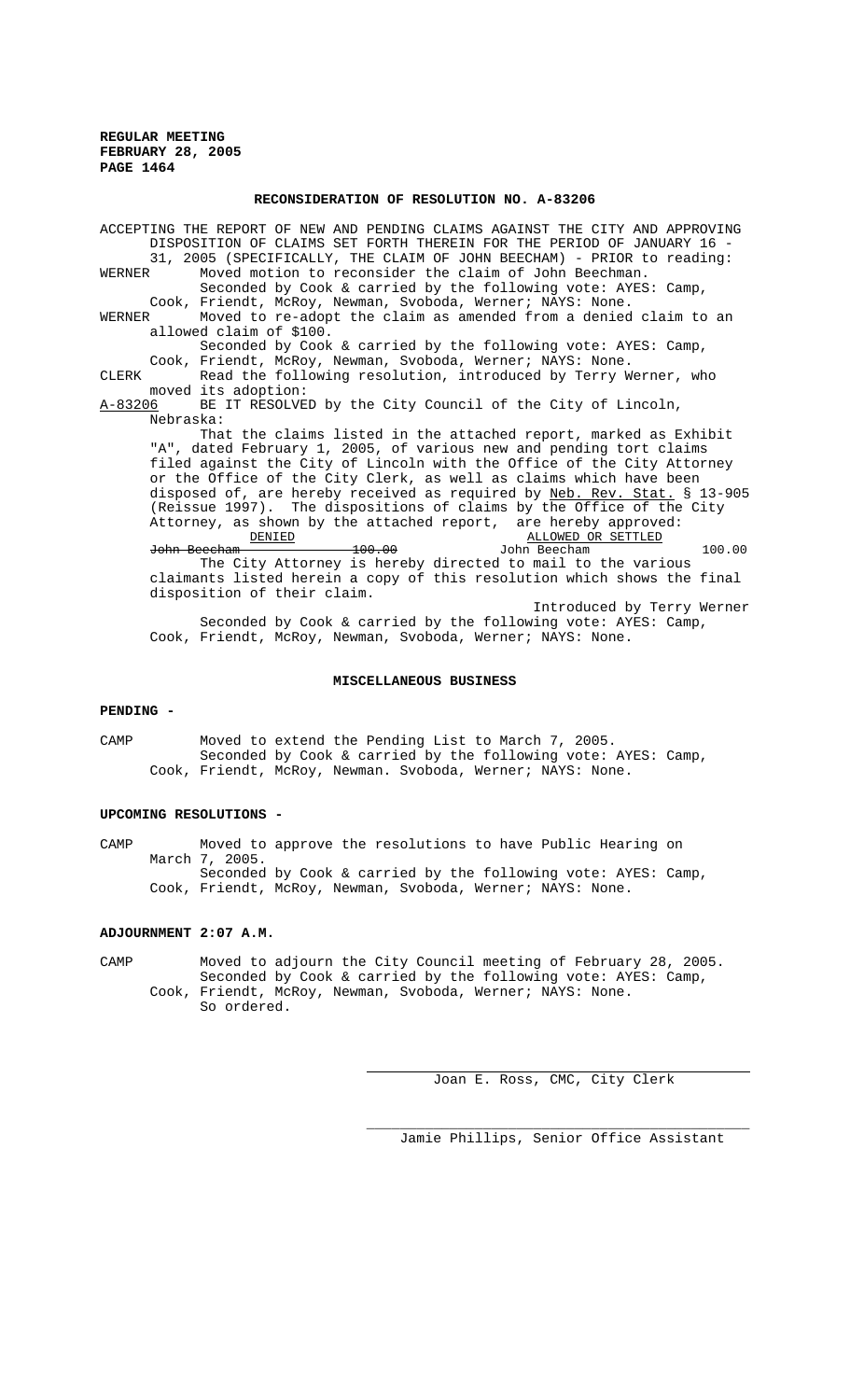**REGULAR MEETING**
**FEBRUARY 28, 2005**
**PAGE 1464**

## RECONSIDERATION OF RESOLUTION NO. A-83206

ACCEPTING THE REPORT OF NEW AND PENDING CLAIMS AGAINST THE CITY AND APPROVING DISPOSITION OF CLAIMS SET FORTH THEREIN FOR THE PERIOD OF JANUARY 16 - 31, 2005 (SPECIFICALLY, THE CLAIM OF JOHN BEECHAM) - PRIOR to reading:

WERNER Moved motion to reconsider the claim of John Beechman.
Seconded by Cook & carried by the following vote: AYES: Camp, Cook, Friendt, McRoy, Newman, Svoboda, Werner; NAYS: None.

WERNER Moved to re-adopt the claim as amended from a denied claim to an allowed claim of $100.
Seconded by Cook & carried by the following vote: AYES: Camp, Cook, Friendt, McRoy, Newman, Svoboda, Werner; NAYS: None.

CLERK Read the following resolution, introduced by Terry Werner, who moved its adoption:

A-83206 BE IT RESOLVED by the City Council of the City of Lincoln, Nebraska:

That the claims listed in the attached report, marked as Exhibit "A", dated February 1, 2005, of various new and pending tort claims filed against the City of Lincoln with the Office of the City Attorney or the Office of the City Clerk, as well as claims which have been disposed of, are hereby received as required by Neb. Rev. Stat. § 13-905 (Reissue 1997). The dispositions of claims by the Office of the City Attorney, as shown by the attached report, are hereby approved:

| DENIED | | ALLOWED OR SETTLED | |
|---|---|---|---|
| ~~John Beecham~~ | ~~100.00~~ | John Beecham | 100.00 |

The City Attorney is hereby directed to mail to the various claimants listed herein a copy of this resolution which shows the final disposition of their claim.

Introduced by Terry Werner

Seconded by Cook & carried by the following vote: AYES: Camp, Cook, Friendt, McRoy, Newman, Svoboda, Werner; NAYS: None.

## MISCELLANEOUS BUSINESS

### PENDING -

CAMP Moved to extend the Pending List to March 7, 2005.
Seconded by Cook & carried by the following vote: AYES: Camp, Cook, Friendt, McRoy, Newman. Svoboda, Werner; NAYS: None.

### UPCOMING RESOLUTIONS -

CAMP Moved to approve the resolutions to have Public Hearing on March 7, 2005.
Seconded by Cook & carried by the following vote: AYES: Camp, Cook, Friendt, McRoy, Newman, Svoboda, Werner; NAYS: None.

### ADJOURNMENT 2:07 A.M.

CAMP Moved to adjourn the City Council meeting of February 28, 2005.
Seconded by Cook & carried by the following vote: AYES: Camp, Cook, Friendt, McRoy, Newman, Svoboda, Werner; NAYS: None.
So ordered.

Joan E. Ross, CMC, City Clerk

Jamie Phillips, Senior Office Assistant